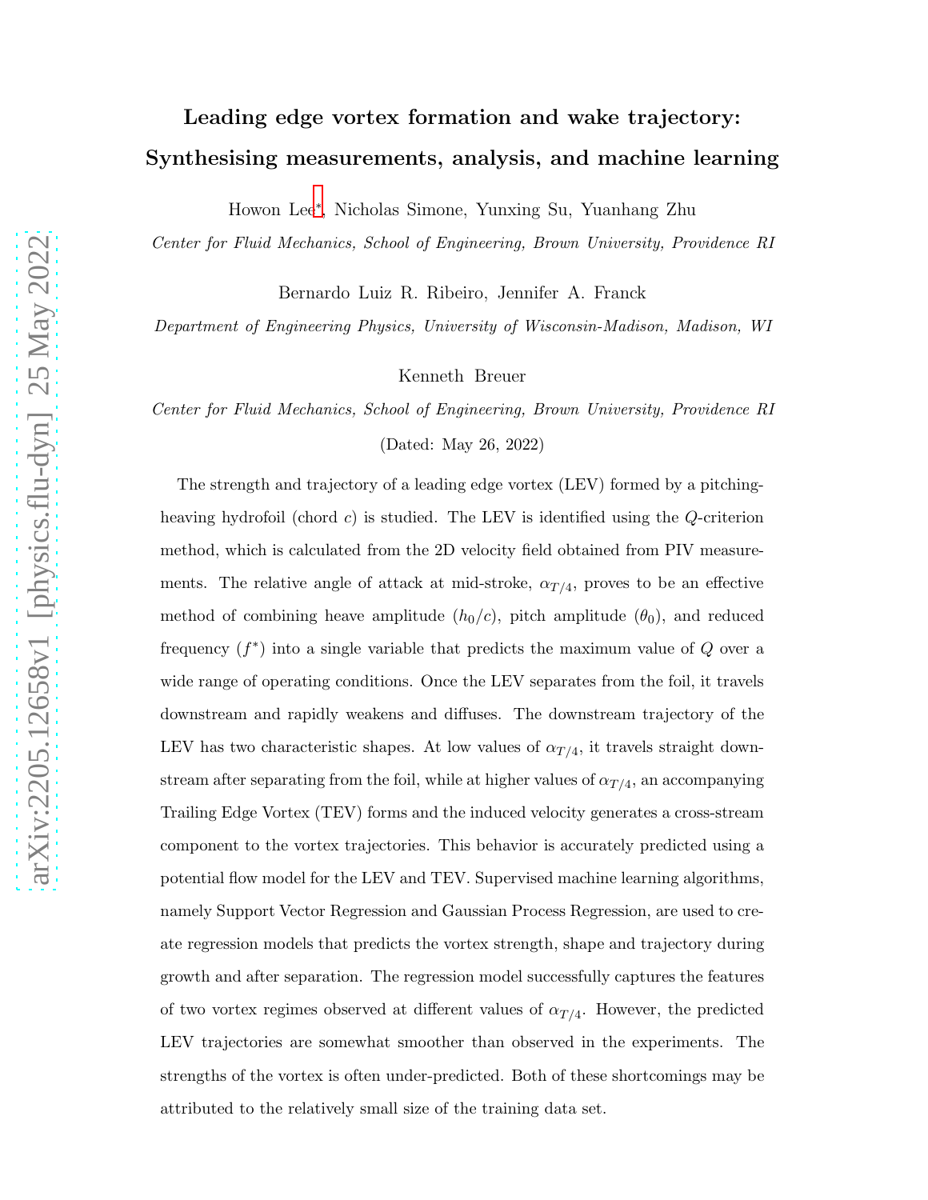# Leading edge vortex formation and wake trajectory: Synthesising measurements, analysis, and machine learning

Howon Lee[*], Nicholas Simone, Yunxing Su, Yuanhang Zhu

*Center for Fluid Mechanics, School of Engineering, Brown University, Providence RI*

Bernardo Luiz R. Ribeiro, Jennifer A. Franck

*Department of Engineering Physics, University of Wisconsin-Madison, Madison, WI*

Kenneth Breuer

*Center for Fluid Mechanics, School of Engineering, Brown University, Providence RI*

(Dated: May 26, 2022)

The strength and trajectory of a leading edge vortex (LEV) formed by a pitching-heaving hydrofoil (chord $c$) is studied. The LEV is identified using the $Q$-criterion method, which is calculated from the 2D velocity field obtained from PIV measurements. The relative angle of attack at mid-stroke, $\alpha_{T/4}$, proves to be an effective method of combining heave amplitude ($h_0/c$), pitch amplitude ($\theta_0$), and reduced frequency ($f^*$) into a single variable that predicts the maximum value of $Q$ over a wide range of operating conditions. Once the LEV separates from the foil, it travels downstream and rapidly weakens and diffuses. The downstream trajectory of the LEV has two characteristic shapes. At low values of $\alpha_{T/4}$, it travels straight downstream after separating from the foil, while at higher values of $\alpha_{T/4}$, an accompanying Trailing Edge Vortex (TEV) forms and the induced velocity generates a cross-stream component to the vortex trajectories. This behavior is accurately predicted using a potential flow model for the LEV and TEV. Supervised machine learning algorithms, namely Support Vector Regression and Gaussian Process Regression, are used to create regression models that predicts the vortex strength, shape and trajectory during growth and after separation. The regression model successfully captures the features of two vortex regimes observed at different values of $\alpha_{T/4}$. However, the predicted LEV trajectories are somewhat smoother than observed in the experiments. The strengths of the vortex is often under-predicted. Both of these shortcomings may be attributed to the relatively small size of the training data set.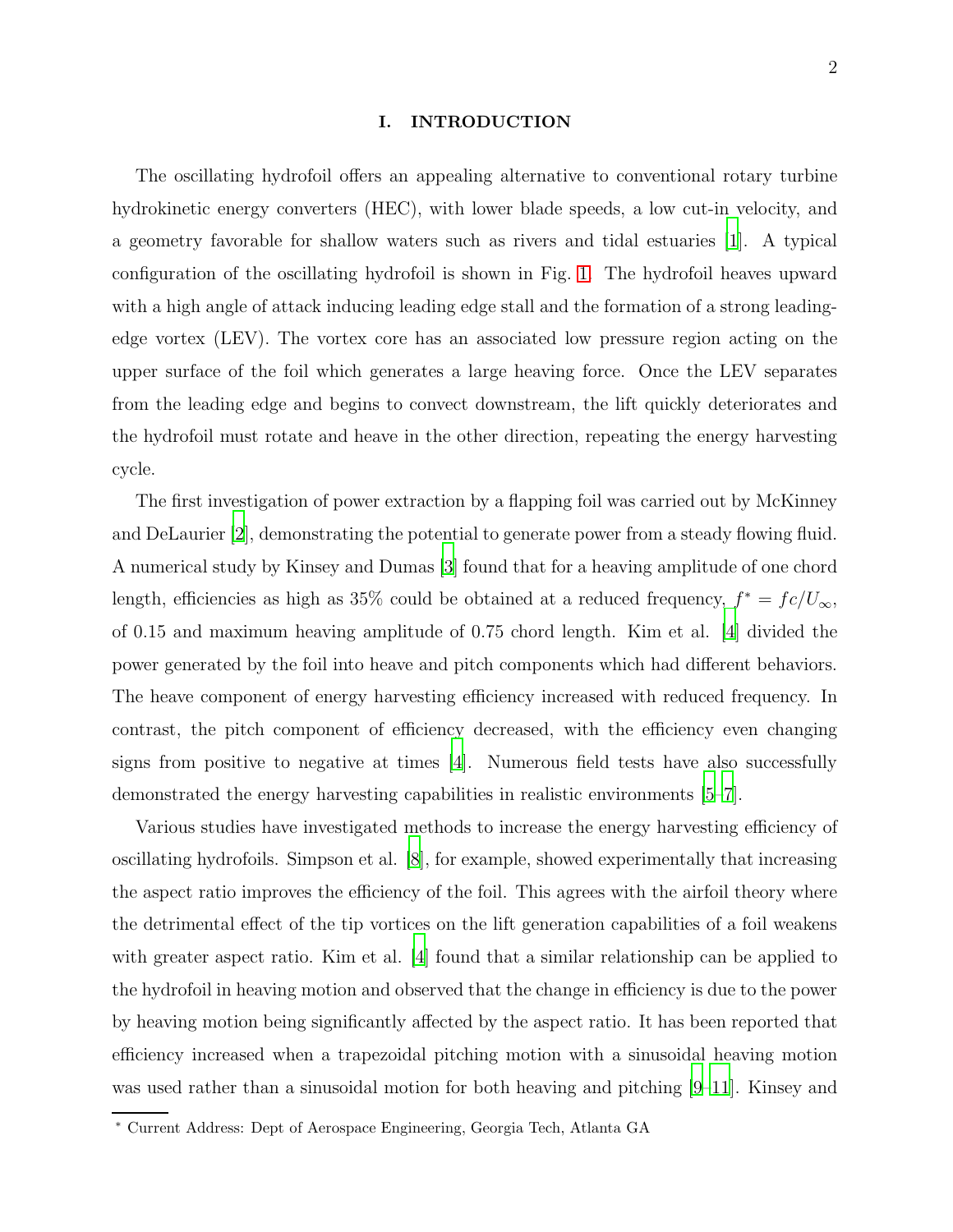## I. INTRODUCTION

The oscillating hydrofoil offers an appealing alternative to conventional rotary turbine hydrokinetic energy converters (HEC), with lower blade speeds, a low cut-in velocity, and a geometry favorable for shallow waters such as rivers and tidal estuaries [1]. A typical configuration of the oscillating hydrofoil is shown in Fig. 1. The hydrofoil heaves upward with a high angle of attack inducing leading edge stall and the formation of a strong leading-edge vortex (LEV). The vortex core has an associated low pressure region acting on the upper surface of the foil which generates a large heaving force. Once the LEV separates from the leading edge and begins to convect downstream, the lift quickly deteriorates and the hydrofoil must rotate and heave in the other direction, repeating the energy harvesting cycle.

The first investigation of power extraction by a flapping foil was carried out by McKinney and DeLaurier [2], demonstrating the potential to generate power from a steady flowing fluid. A numerical study by Kinsey and Dumas [3] found that for a heaving amplitude of one chord length, efficiencies as high as 35% could be obtained at a reduced frequency, $f^* = fc/U_\infty$, of 0.15 and maximum heaving amplitude of 0.75 chord length. Kim et al. [4] divided the power generated by the foil into heave and pitch components which had different behaviors. The heave component of energy harvesting efficiency increased with reduced frequency. In contrast, the pitch component of efficiency decreased, with the efficiency even changing signs from positive to negative at times [4]. Numerous field tests have also successfully demonstrated the energy harvesting capabilities in realistic environments [5–7].

Various studies have investigated methods to increase the energy harvesting efficiency of oscillating hydrofoils. Simpson et al. [8], for example, showed experimentally that increasing the aspect ratio improves the efficiency of the foil. This agrees with the airfoil theory where the detrimental effect of the tip vortices on the lift generation capabilities of a foil weakens with greater aspect ratio. Kim et al. [4] found that a similar relationship can be applied to the hydrofoil in heaving motion and observed that the change in efficiency is due to the power by heaving motion being significantly affected by the aspect ratio. It has been reported that efficiency increased when a trapezoidal pitching motion with a sinusoidal heaving motion was used rather than a sinusoidal motion for both heaving and pitching [9–11]. Kinsey and

* Current Address: Dept of Aerospace Engineering, Georgia Tech, Atlanta GA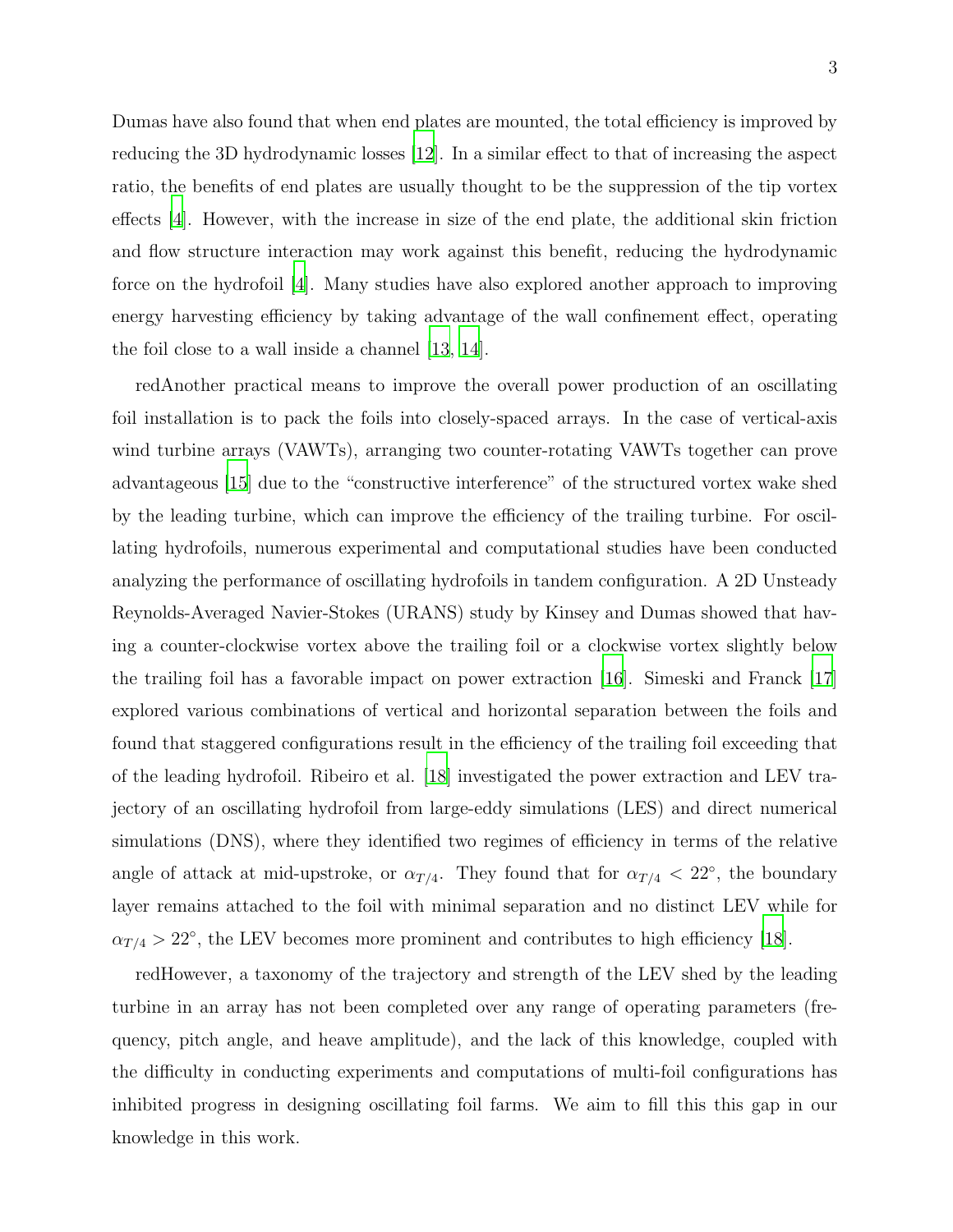Dumas have also found that when end plates are mounted, the total efficiency is improved by reducing the 3D hydrodynamic losses [12]. In a similar effect to that of increasing the aspect ratio, the benefits of end plates are usually thought to be the suppression of the tip vortex effects [4]. However, with the increase in size of the end plate, the additional skin friction and flow structure interaction may work against this benefit, reducing the hydrodynamic force on the hydrofoil [4]. Many studies have also explored another approach to improving energy harvesting efficiency by taking advantage of the wall confinement effect, operating the foil close to a wall inside a channel [13, 14].

redAnother practical means to improve the overall power production of an oscillating foil installation is to pack the foils into closely-spaced arrays. In the case of vertical-axis wind turbine arrays (VAWTs), arranging two counter-rotating VAWTs together can prove advantageous [15] due to the "constructive interference" of the structured vortex wake shed by the leading turbine, which can improve the efficiency of the trailing turbine. For oscillating hydrofoils, numerous experimental and computational studies have been conducted analyzing the performance of oscillating hydrofoils in tandem configuration. A 2D Unsteady Reynolds-Averaged Navier-Stokes (URANS) study by Kinsey and Dumas showed that having a counter-clockwise vortex above the trailing foil or a clockwise vortex slightly below the trailing foil has a favorable impact on power extraction [16]. Simeski and Franck [17] explored various combinations of vertical and horizontal separation between the foils and found that staggered configurations result in the efficiency of the trailing foil exceeding that of the leading hydrofoil. Ribeiro et al. [18] investigated the power extraction and LEV trajectory of an oscillating hydrofoil from large-eddy simulations (LES) and direct numerical simulations (DNS), where they identified two regimes of efficiency in terms of the relative angle of attack at mid-upstroke, or $\alpha_{T/4}$. They found that for $\alpha_{T/4} < 22^{\circ}$, the boundary layer remains attached to the foil with minimal separation and no distinct LEV while for $\alpha_{T/4} > 22^{\circ}$, the LEV becomes more prominent and contributes to high efficiency [18].

redHowever, a taxonomy of the trajectory and strength of the LEV shed by the leading turbine in an array has not been completed over any range of operating parameters (frequency, pitch angle, and heave amplitude), and the lack of this knowledge, coupled with the difficulty in conducting experiments and computations of multi-foil configurations has inhibited progress in designing oscillating foil farms. We aim to fill this this gap in our knowledge in this work.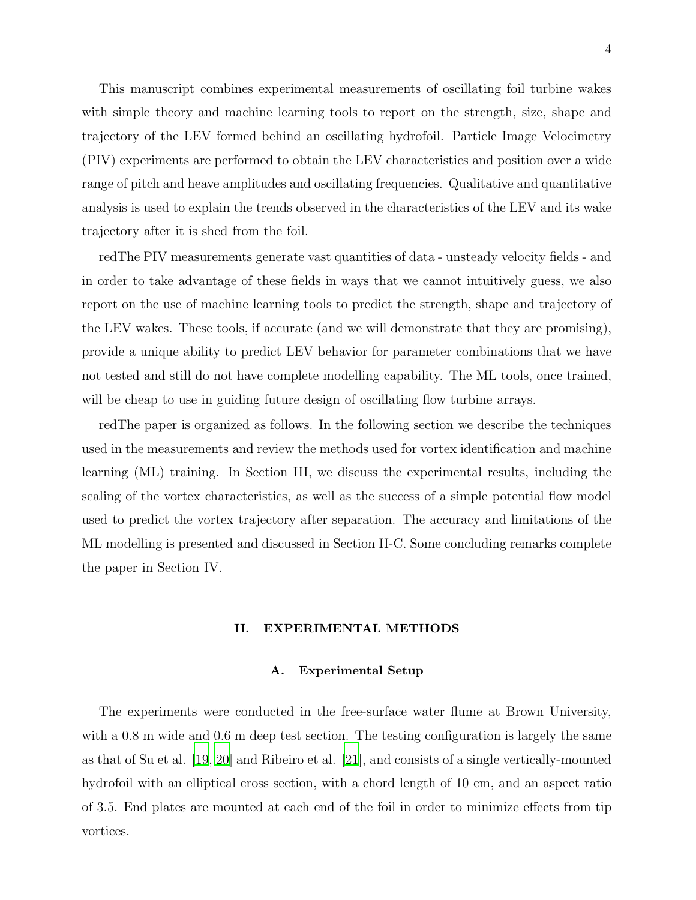This manuscript combines experimental measurements of oscillating foil turbine wakes with simple theory and machine learning tools to report on the strength, size, shape and trajectory of the LEV formed behind an oscillating hydrofoil. Particle Image Velocimetry (PIV) experiments are performed to obtain the LEV characteristics and position over a wide range of pitch and heave amplitudes and oscillating frequencies. Qualitative and quantitative analysis is used to explain the trends observed in the characteristics of the LEV and its wake trajectory after it is shed from the foil.

redThe PIV measurements generate vast quantities of data - unsteady velocity fields - and in order to take advantage of these fields in ways that we cannot intuitively guess, we also report on the use of machine learning tools to predict the strength, shape and trajectory of the LEV wakes. These tools, if accurate (and we will demonstrate that they are promising), provide a unique ability to predict LEV behavior for parameter combinations that we have not tested and still do not have complete modelling capability. The ML tools, once trained, will be cheap to use in guiding future design of oscillating flow turbine arrays.

redThe paper is organized as follows. In the following section we describe the techniques used in the measurements and review the methods used for vortex identification and machine learning (ML) training. In Section III, we discuss the experimental results, including the scaling of the vortex characteristics, as well as the success of a simple potential flow model used to predict the vortex trajectory after separation. The accuracy and limitations of the ML modelling is presented and discussed in Section II-C. Some concluding remarks complete the paper in Section IV.

## II. EXPERIMENTAL METHODS

### A. Experimental Setup

The experiments were conducted in the free-surface water flume at Brown University, with a 0.8 m wide and 0.6 m deep test section. The testing configuration is largely the same as that of Su et al. [19, 20] and Ribeiro et al. [21], and consists of a single vertically-mounted hydrofoil with an elliptical cross section, with a chord length of 10 cm, and an aspect ratio of 3.5. End plates are mounted at each end of the foil in order to minimize effects from tip vortices.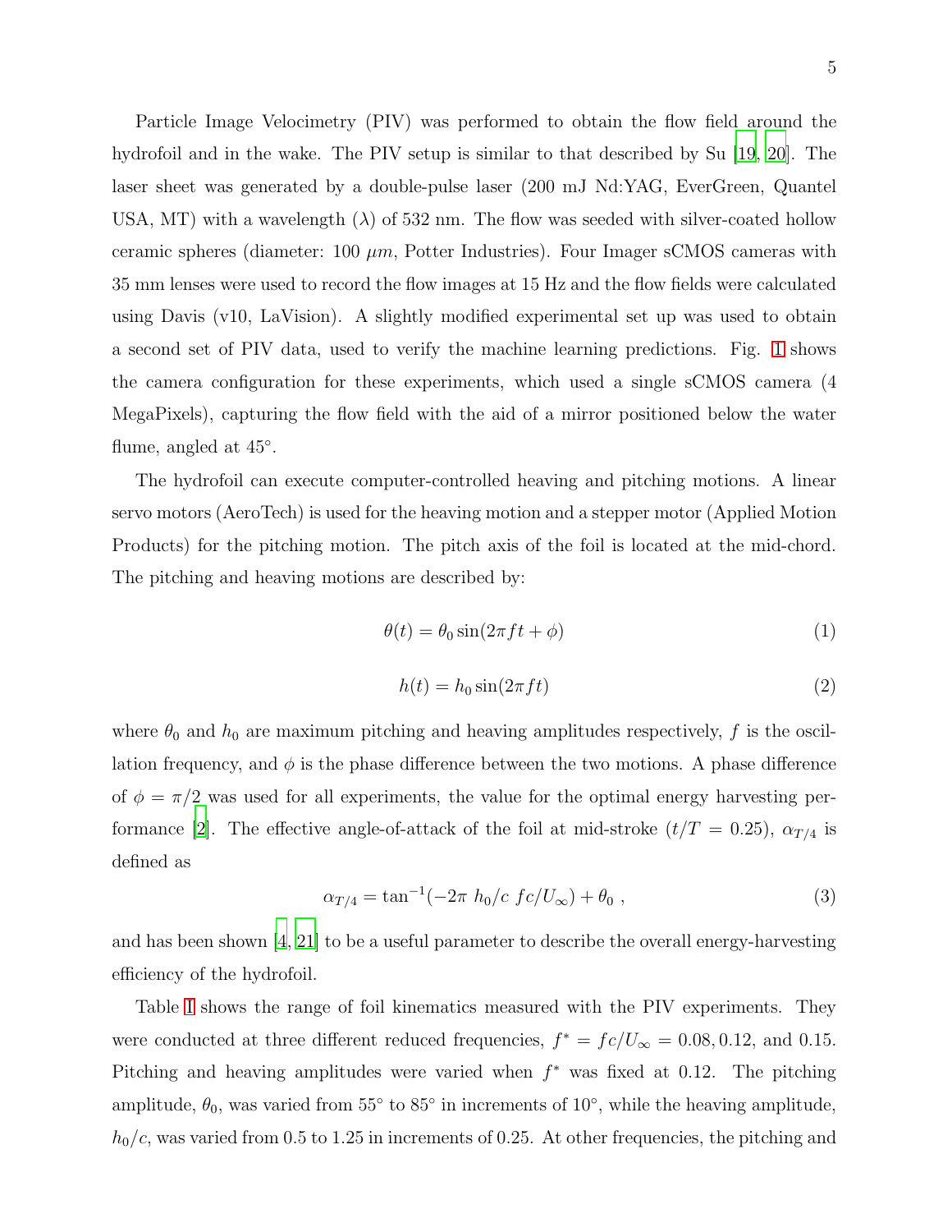Particle Image Velocimetry (PIV) was performed to obtain the flow field around the hydrofoil and in the wake. The PIV setup is similar to that described by Su [19, 20]. The laser sheet was generated by a double-pulse laser (200 mJ Nd:YAG, EverGreen, Quantel USA, MT) with a wavelength ($\lambda$) of 532 nm. The flow was seeded with silver-coated hollow ceramic spheres (diameter: 100 $\mu m$, Potter Industries). Four Imager sCMOS cameras with 35 mm lenses were used to record the flow images at 15 Hz and the flow fields were calculated using Davis (v10, LaVision). A slightly modified experimental set up was used to obtain a second set of PIV data, used to verify the machine learning predictions. Fig. 1 shows the camera configuration for these experiments, which used a single sCMOS camera (4 MegaPixels), capturing the flow field with the aid of a mirror positioned below the water flume, angled at 45°.

The hydrofoil can execute computer-controlled heaving and pitching motions. A linear servo motors (AeroTech) is used for the heaving motion and a stepper motor (Applied Motion Products) for the pitching motion. The pitch axis of the foil is located at the mid-chord. The pitching and heaving motions are described by:

$$\theta(t) = \theta_0 \sin(2\pi f t + \phi) \tag{1}$$

$$h(t) = h_0 \sin(2\pi f t) \tag{2}$$

where $\theta_0$ and $h_0$ are maximum pitching and heaving amplitudes respectively, $f$ is the oscillation frequency, and $\phi$ is the phase difference between the two motions. A phase difference of $\phi = \pi/2$ was used for all experiments, the value for the optimal energy harvesting performance [2]. The effective angle-of-attack of the foil at mid-stroke ($t/T = 0.25$), $\alpha_{T/4}$ is defined as

$$\alpha_{T/4} = \tan^{-1}(-2\pi \ h_0/c \ fc/U_\infty) + \theta_0 \ , \tag{3}$$

and has been shown [4, 21] to be a useful parameter to describe the overall energy-harvesting efficiency of the hydrofoil.

Table I shows the range of foil kinematics measured with the PIV experiments. They were conducted at three different reduced frequencies, $f^* = fc/U_\infty = 0.08, 0.12$, and $0.15$. Pitching and heaving amplitudes were varied when $f^*$ was fixed at 0.12. The pitching amplitude, $\theta_0$, was varied from 55° to 85° in increments of 10°, while the heaving amplitude, $h_0/c$, was varied from 0.5 to 1.25 in increments of 0.25. At other frequencies, the pitching and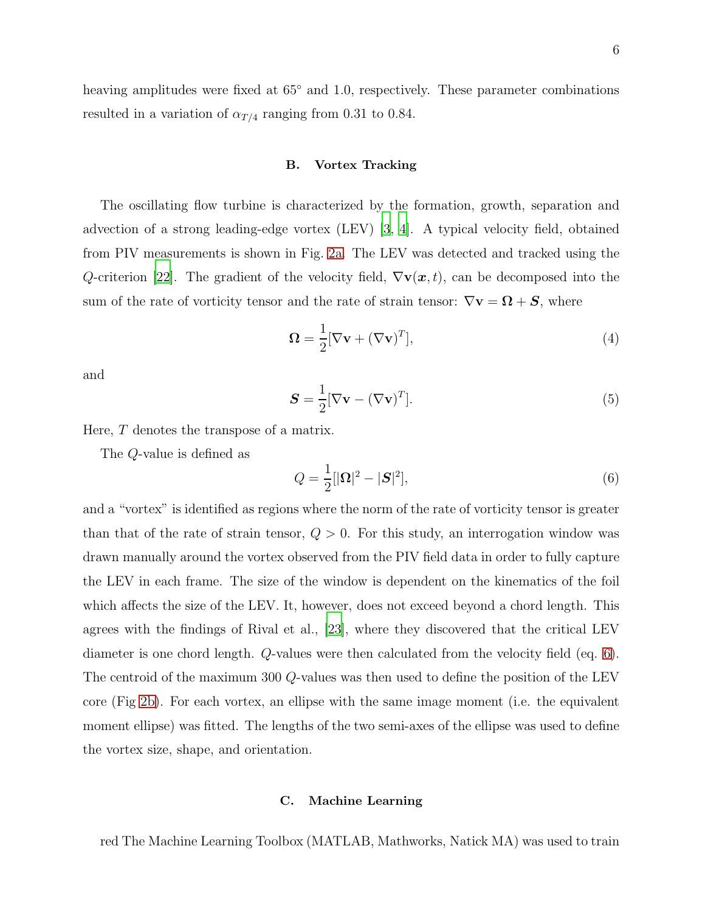heaving amplitudes were fixed at 65° and 1.0, respectively. These parameter combinations resulted in a variation of $\alpha_{T/4}$ ranging from 0.31 to 0.84.

### B. Vortex Tracking

The oscillating flow turbine is characterized by the formation, growth, separation and advection of a strong leading-edge vortex (LEV) [3, 4]. A typical velocity field, obtained from PIV measurements is shown in Fig. 2a. The LEV was detected and tracked using the $Q$-criterion [22]. The gradient of the velocity field, $\nabla \mathbf{v}(\boldsymbol{x}, t)$, can be decomposed into the sum of the rate of vorticity tensor and the rate of strain tensor: $\nabla \mathbf{v} = \boldsymbol{\Omega} + \boldsymbol{S}$, where

$$\boldsymbol{\Omega} = \frac{1}{2}[\nabla \mathbf{v} + (\nabla \mathbf{v})^T], \tag{4}$$

and

$$\boldsymbol{S} = \frac{1}{2}[\nabla \mathbf{v} - (\nabla \mathbf{v})^T]. \tag{5}$$

Here, $T$ denotes the transpose of a matrix.

The $Q$-value is defined as

$$Q = \frac{1}{2}[|\boldsymbol{\Omega}|^2 - |\boldsymbol{S}|^2], \tag{6}$$

and a "vortex" is identified as regions where the norm of the rate of vorticity tensor is greater than that of the rate of strain tensor, $Q > 0$. For this study, an interrogation window was drawn manually around the vortex observed from the PIV field data in order to fully capture the LEV in each frame. The size of the window is dependent on the kinematics of the foil which affects the size of the LEV. It, however, does not exceed beyond a chord length. This agrees with the findings of Rival et al., [23], where they discovered that the critical LEV diameter is one chord length. $Q$-values were then calculated from the velocity field (eq. 6). The centroid of the maximum 300 $Q$-values was then used to define the position of the LEV core (Fig 2b). For each vortex, an ellipse with the same image moment (i.e. the equivalent moment ellipse) was fitted. The lengths of the two semi-axes of the ellipse was used to define the vortex size, shape, and orientation.

### C. Machine Learning

red The Machine Learning Toolbox (MATLAB, Mathworks, Natick MA) was used to train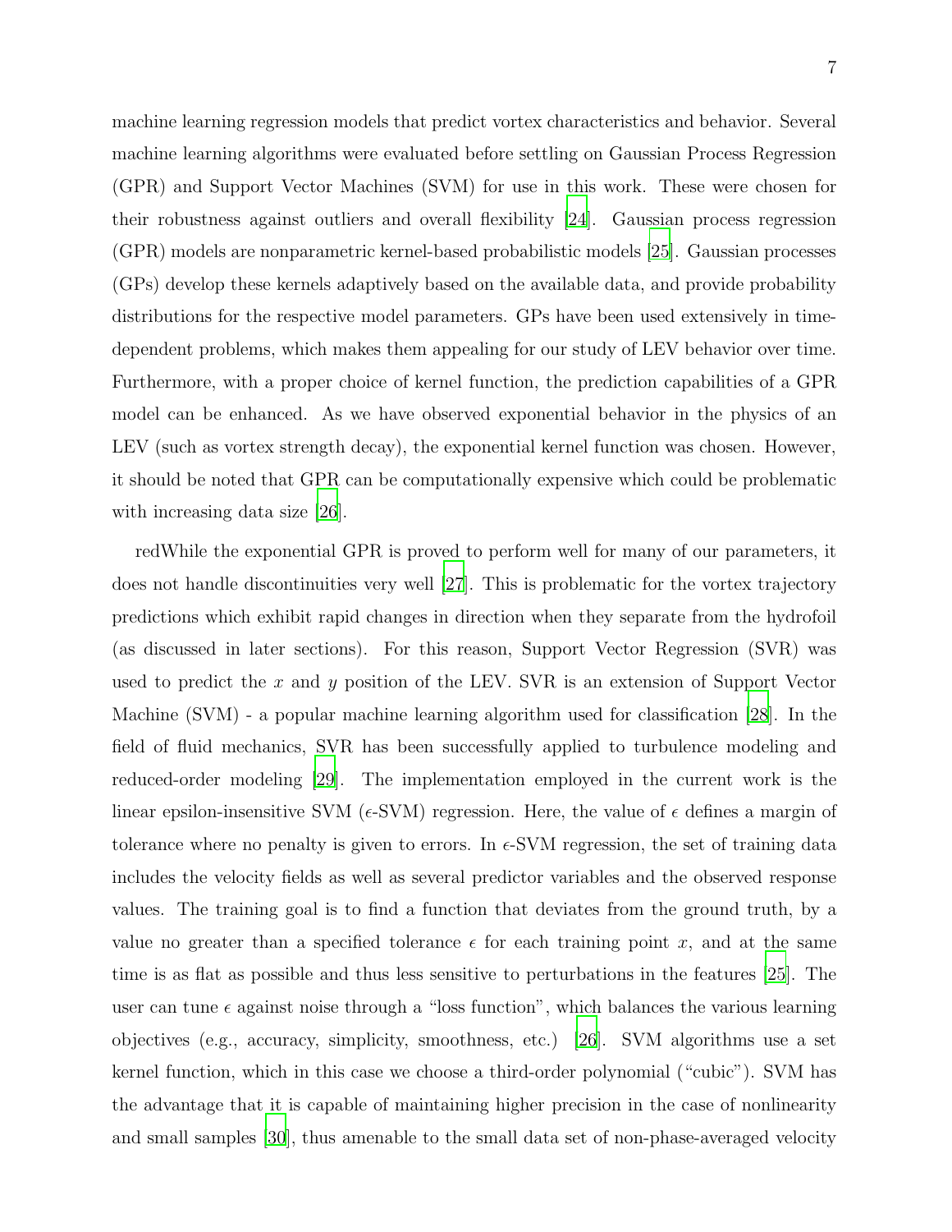machine learning regression models that predict vortex characteristics and behavior. Several machine learning algorithms were evaluated before settling on Gaussian Process Regression (GPR) and Support Vector Machines (SVM) for use in this work. These were chosen for their robustness against outliers and overall flexibility [24]. Gaussian process regression (GPR) models are nonparametric kernel-based probabilistic models [25]. Gaussian processes (GPs) develop these kernels adaptively based on the available data, and provide probability distributions for the respective model parameters. GPs have been used extensively in time-dependent problems, which makes them appealing for our study of LEV behavior over time. Furthermore, with a proper choice of kernel function, the prediction capabilities of a GPR model can be enhanced. As we have observed exponential behavior in the physics of an LEV (such as vortex strength decay), the exponential kernel function was chosen. However, it should be noted that GPR can be computationally expensive which could be problematic with increasing data size [26].

redWhile the exponential GPR is proved to perform well for many of our parameters, it does not handle discontinuities very well [27]. This is problematic for the vortex trajectory predictions which exhibit rapid changes in direction when they separate from the hydrofoil (as discussed in later sections). For this reason, Support Vector Regression (SVR) was used to predict the $x$ and $y$ position of the LEV. SVR is an extension of Support Vector Machine (SVM) - a popular machine learning algorithm used for classification [28]. In the field of fluid mechanics, SVR has been successfully applied to turbulence modeling and reduced-order modeling [29]. The implementation employed in the current work is the linear epsilon-insensitive SVM ($\epsilon$-SVM) regression. Here, the value of $\epsilon$ defines a margin of tolerance where no penalty is given to errors. In $\epsilon$-SVM regression, the set of training data includes the velocity fields as well as several predictor variables and the observed response values. The training goal is to find a function that deviates from the ground truth, by a value no greater than a specified tolerance $\epsilon$ for each training point $x$, and at the same time is as flat as possible and thus less sensitive to perturbations in the features [25]. The user can tune $\epsilon$ against noise through a "loss function", which balances the various learning objectives (e.g., accuracy, simplicity, smoothness, etc.) [26]. SVM algorithms use a set kernel function, which in this case we choose a third-order polynomial ("cubic"). SVM has the advantage that it is capable of maintaining higher precision in the case of nonlinearity and small samples [30], thus amenable to the small data set of non-phase-averaged velocity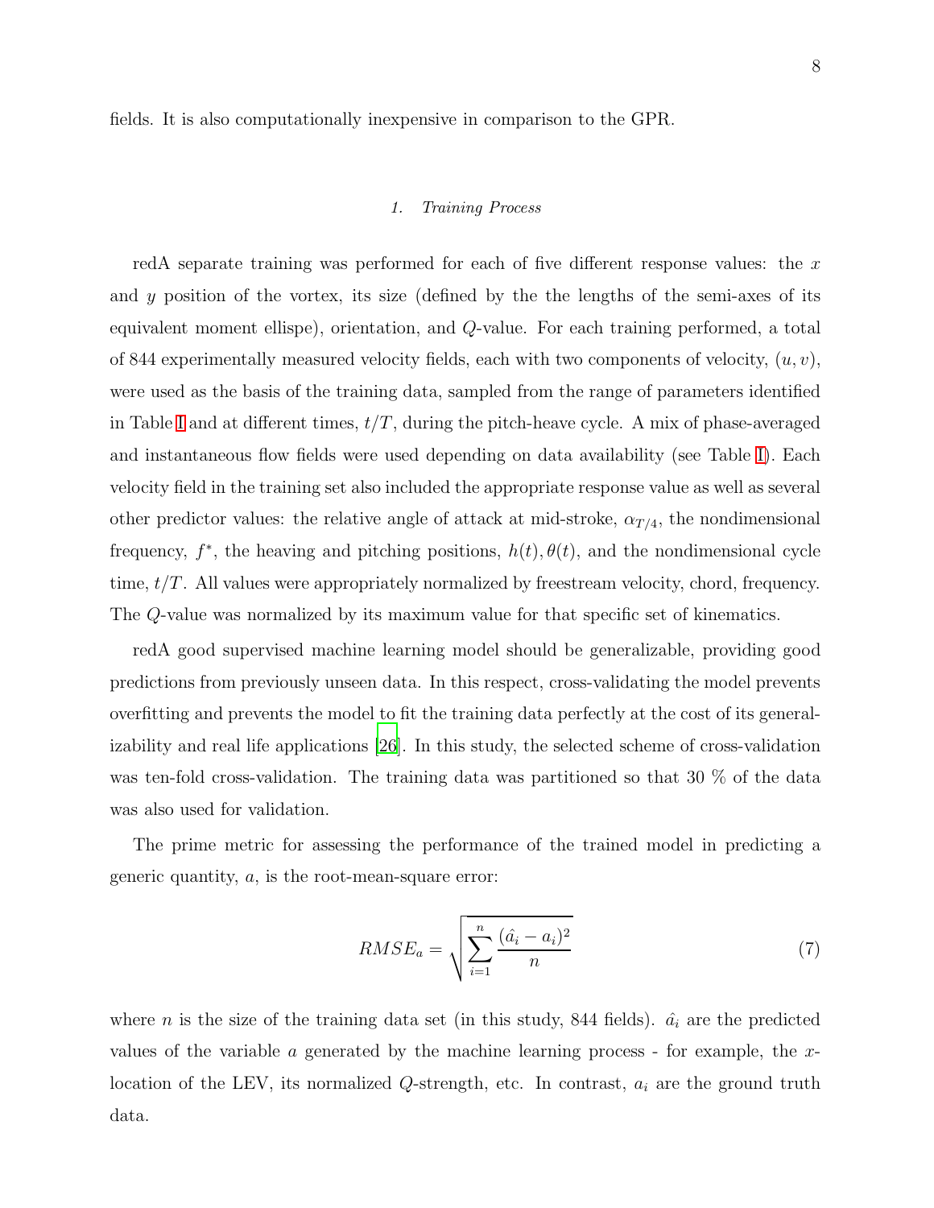fields. It is also computationally inexpensive in comparison to the GPR.

### 1. Training Process

redA separate training was performed for each of five different response values: the $x$ and $y$ position of the vortex, its size (defined by the the lengths of the semi-axes of its equivalent moment ellipse), orientation, and $Q$-value. For each training performed, a total of 844 experimentally measured velocity fields, each with two components of velocity, $(u, v)$, were used as the basis of the training data, sampled from the range of parameters identified in Table I and at different times, $t/T$, during the pitch-heave cycle. A mix of phase-averaged and instantaneous flow fields were used depending on data availability (see Table I). Each velocity field in the training set also included the appropriate response value as well as several other predictor values: the relative angle of attack at mid-stroke, $\alpha_{T/4}$, the nondimensional frequency, $f^*$, the heaving and pitching positions, $h(t), \theta(t)$, and the nondimensional cycle time, $t/T$. All values were appropriately normalized by freestream velocity, chord, frequency. The $Q$-value was normalized by its maximum value for that specific set of kinematics.

redA good supervised machine learning model should be generalizable, providing good predictions from previously unseen data. In this respect, cross-validating the model prevents overfitting and prevents the model to fit the training data perfectly at the cost of its generalizability and real life applications [26]. In this study, the selected scheme of cross-validation was ten-fold cross-validation. The training data was partitioned so that 30 % of the data was also used for validation.

The prime metric for assessing the performance of the trained model in predicting a generic quantity, $a$, is the root-mean-square error:

$$RMSE_a = \sqrt{\sum_{i=1}^{n} \frac{(\hat{a}_i - a_i)^2}{n}} \tag{7}$$

where $n$ is the size of the training data set (in this study, 844 fields). $\hat{a}_i$ are the predicted values of the variable $a$ generated by the machine learning process - for example, the $x$-location of the LEV, its normalized $Q$-strength, etc. In contrast, $a_i$ are the ground truth data.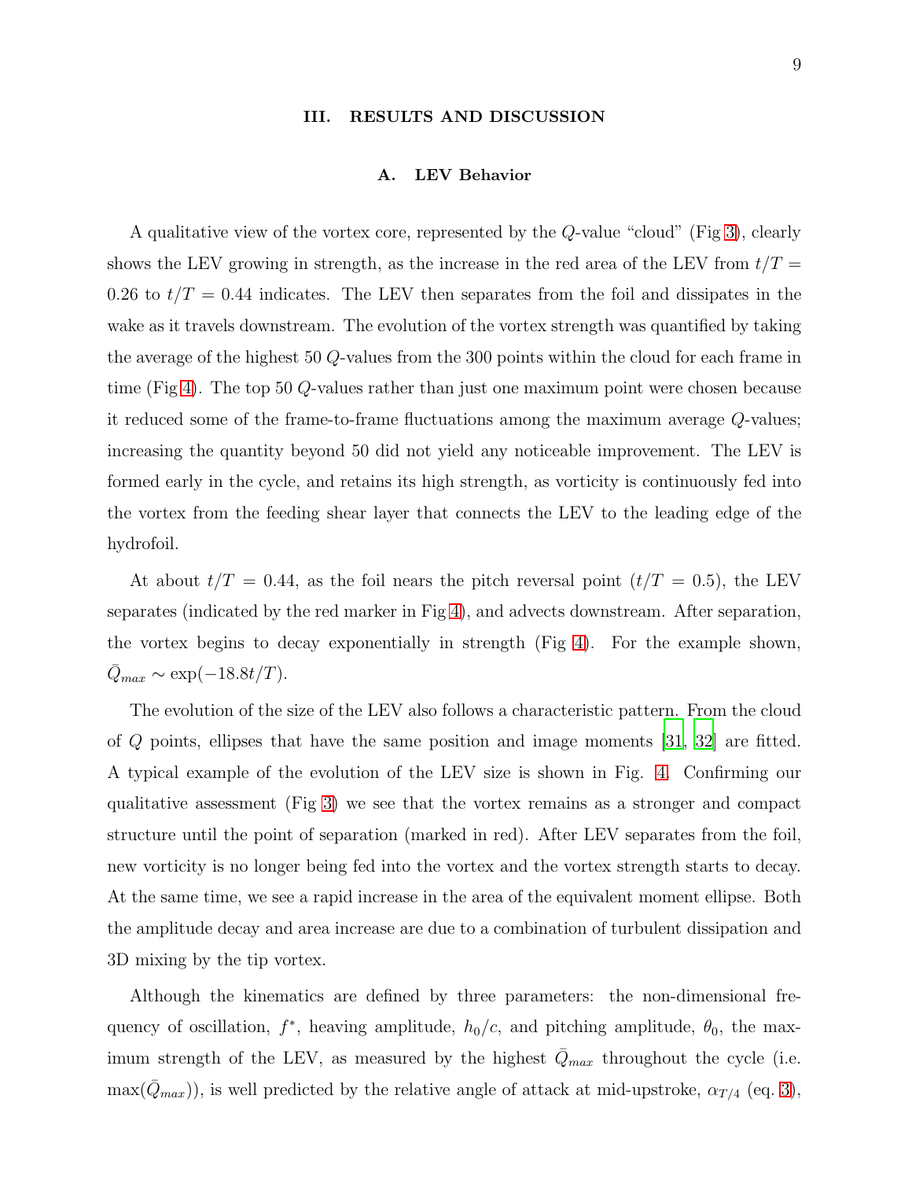## III. RESULTS AND DISCUSSION

### A. LEV Behavior

A qualitative view of the vortex core, represented by the $Q$-value "cloud" (Fig 3), clearly shows the LEV growing in strength, as the increase in the red area of the LEV from $t/T = 0.26$ to $t/T = 0.44$ indicates. The LEV then separates from the foil and dissipates in the wake as it travels downstream. The evolution of the vortex strength was quantified by taking the average of the highest 50 $Q$-values from the 300 points within the cloud for each frame in time (Fig 4). The top 50 $Q$-values rather than just one maximum point were chosen because it reduced some of the frame-to-frame fluctuations among the maximum average $Q$-values; increasing the quantity beyond 50 did not yield any noticeable improvement. The LEV is formed early in the cycle, and retains its high strength, as vorticity is continuously fed into the vortex from the feeding shear layer that connects the LEV to the leading edge of the hydrofoil.

At about $t/T = 0.44$, as the foil nears the pitch reversal point ($t/T = 0.5$), the LEV separates (indicated by the red marker in Fig 4), and advects downstream. After separation, the vortex begins to decay exponentially in strength (Fig 4). For the example shown, $\bar{Q}_{max} \sim \exp(-18.8t/T)$.

The evolution of the size of the LEV also follows a characteristic pattern. From the cloud of $Q$ points, ellipses that have the same position and image moments [31, 32] are fitted. A typical example of the evolution of the LEV size is shown in Fig. 4. Confirming our qualitative assessment (Fig 3) we see that the vortex remains as a stronger and compact structure until the point of separation (marked in red). After LEV separates from the foil, new vorticity is no longer being fed into the vortex and the vortex strength starts to decay. At the same time, we see a rapid increase in the area of the equivalent moment ellipse. Both the amplitude decay and area increase are due to a combination of turbulent dissipation and 3D mixing by the tip vortex.

Although the kinematics are defined by three parameters: the non-dimensional frequency of oscillation, $f^*$, heaving amplitude, $h_0/c$, and pitching amplitude, $\theta_0$, the maximum strength of the LEV, as measured by the highest $\bar{Q}_{max}$ throughout the cycle (i.e. $\max(\bar{Q}_{max})$), is well predicted by the relative angle of attack at mid-upstroke, $\alpha_{T/4}$ (eq. 3),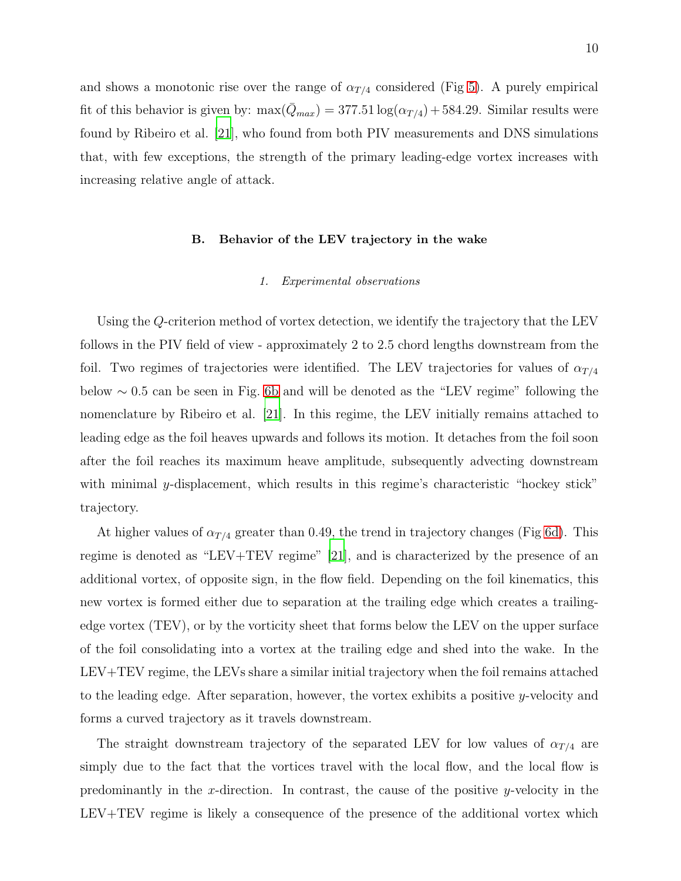and shows a monotonic rise over the range of $\alpha_{T/4}$ considered (Fig 5). A purely empirical fit of this behavior is given by: $\max(\bar{Q}_{max}) = 377.51 \log(\alpha_{T/4}) + 584.29$. Similar results were found by Ribeiro et al. [21], who found from both PIV measurements and DNS simulations that, with few exceptions, the strength of the primary leading-edge vortex increases with increasing relative angle of attack.

### B. Behavior of the LEV trajectory in the wake

#### 1. *Experimental observations*

Using the $Q$-criterion method of vortex detection, we identify the trajectory that the LEV follows in the PIV field of view - approximately 2 to 2.5 chord lengths downstream from the foil. Two regimes of trajectories were identified. The LEV trajectories for values of $\alpha_{T/4}$ below $\sim 0.5$ can be seen in Fig. 6b and will be denoted as the "LEV regime" following the nomenclature by Ribeiro et al. [21]. In this regime, the LEV initially remains attached to leading edge as the foil heaves upwards and follows its motion. It detaches from the foil soon after the foil reaches its maximum heave amplitude, subsequently advecting downstream with minimal $y$-displacement, which results in this regime's characteristic "hockey stick" trajectory.

At higher values of $\alpha_{T/4}$ greater than 0.49, the trend in trajectory changes (Fig 6d). This regime is denoted as "LEV+TEV regime" [21], and is characterized by the presence of an additional vortex, of opposite sign, in the flow field. Depending on the foil kinematics, this new vortex is formed either due to separation at the trailing edge which creates a trailing-edge vortex (TEV), or by the vorticity sheet that forms below the LEV on the upper surface of the foil consolidating into a vortex at the trailing edge and shed into the wake. In the LEV+TEV regime, the LEVs share a similar initial trajectory when the foil remains attached to the leading edge. After separation, however, the vortex exhibits a positive $y$-velocity and forms a curved trajectory as it travels downstream.

The straight downstream trajectory of the separated LEV for low values of $\alpha_{T/4}$ are simply due to the fact that the vortices travel with the local flow, and the local flow is predominantly in the $x$-direction. In contrast, the cause of the positive $y$-velocity in the LEV+TEV regime is likely a consequence of the presence of the additional vortex which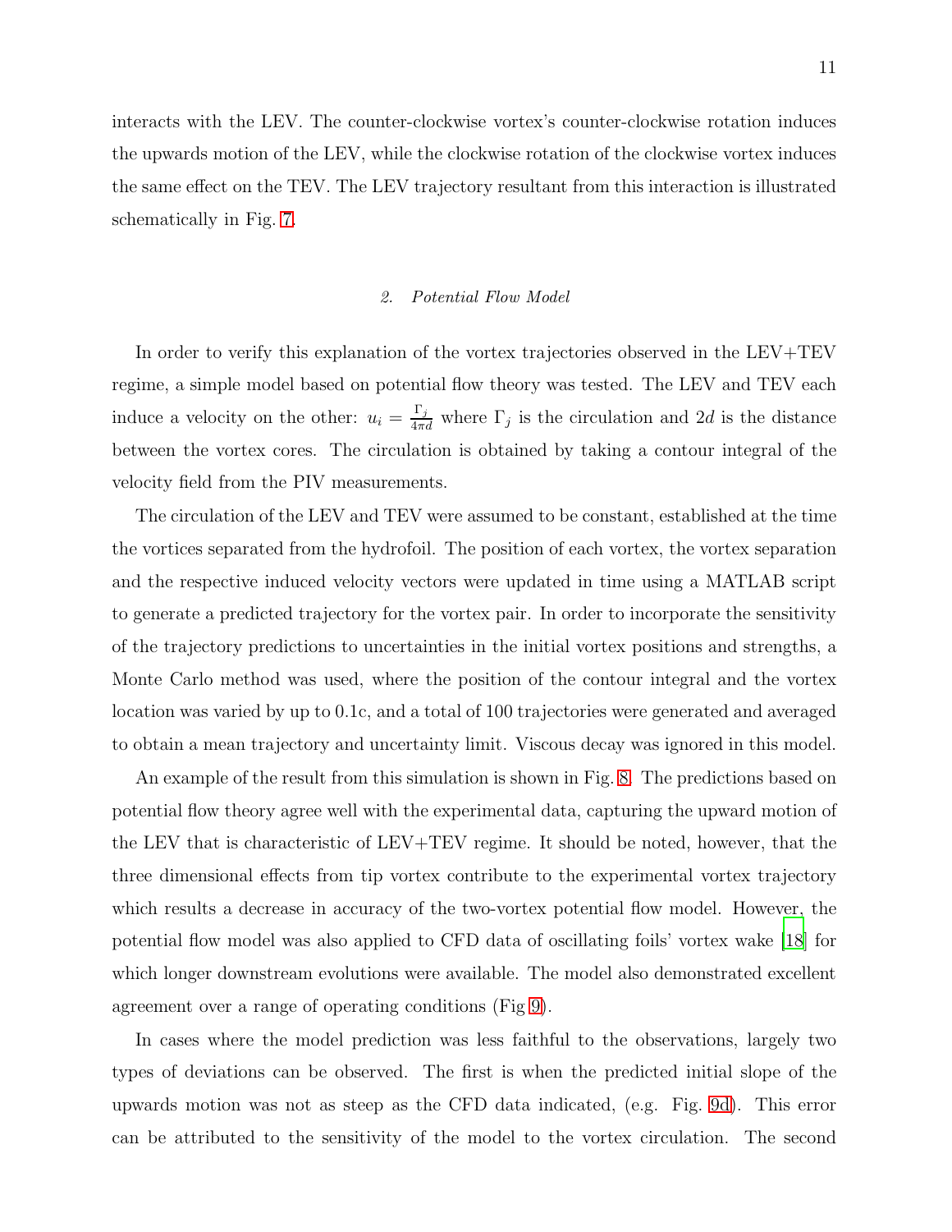interacts with the LEV. The counter-clockwise vortex's counter-clockwise rotation induces the upwards motion of the LEV, while the clockwise rotation of the clockwise vortex induces the same effect on the TEV. The LEV trajectory resultant from this interaction is illustrated schematically in Fig. 7.

### *2. Potential Flow Model*

In order to verify this explanation of the vortex trajectories observed in the LEV+TEV regime, a simple model based on potential flow theory was tested. The LEV and TEV each induce a velocity on the other: $u_i = \frac{\Gamma_j}{4\pi d}$ where $\Gamma_j$ is the circulation and $2d$ is the distance between the vortex cores. The circulation is obtained by taking a contour integral of the velocity field from the PIV measurements.

The circulation of the LEV and TEV were assumed to be constant, established at the time the vortices separated from the hydrofoil. The position of each vortex, the vortex separation and the respective induced velocity vectors were updated in time using a MATLAB script to generate a predicted trajectory for the vortex pair. In order to incorporate the sensitivity of the trajectory predictions to uncertainties in the initial vortex positions and strengths, a Monte Carlo method was used, where the position of the contour integral and the vortex location was varied by up to 0.1c, and a total of 100 trajectories were generated and averaged to obtain a mean trajectory and uncertainty limit. Viscous decay was ignored in this model.

An example of the result from this simulation is shown in Fig. 8. The predictions based on potential flow theory agree well with the experimental data, capturing the upward motion of the LEV that is characteristic of LEV+TEV regime. It should be noted, however, that the three dimensional effects from tip vortex contribute to the experimental vortex trajectory which results a decrease in accuracy of the two-vortex potential flow model. However, the potential flow model was also applied to CFD data of oscillating foils' vortex wake [18] for which longer downstream evolutions were available. The model also demonstrated excellent agreement over a range of operating conditions (Fig 9).

In cases where the model prediction was less faithful to the observations, largely two types of deviations can be observed. The first is when the predicted initial slope of the upwards motion was not as steep as the CFD data indicated, (e.g. Fig. 9d). This error can be attributed to the sensitivity of the model to the vortex circulation. The second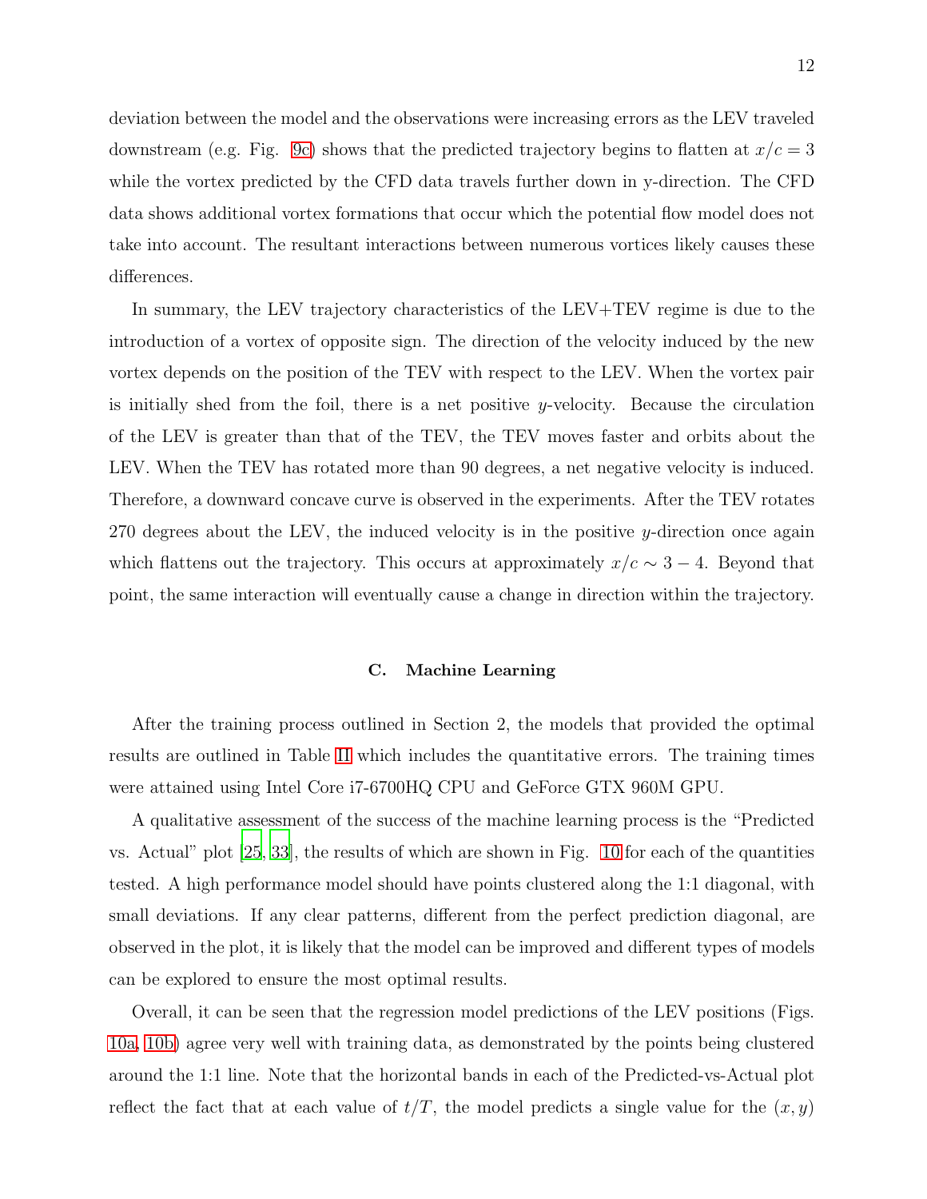deviation between the model and the observations were increasing errors as the LEV traveled downstream (e.g. Fig. 9c) shows that the predicted trajectory begins to flatten at $x/c = 3$ while the vortex predicted by the CFD data travels further down in y-direction. The CFD data shows additional vortex formations that occur which the potential flow model does not take into account. The resultant interactions between numerous vortices likely causes these differences.

In summary, the LEV trajectory characteristics of the LEV+TEV regime is due to the introduction of a vortex of opposite sign. The direction of the velocity induced by the new vortex depends on the position of the TEV with respect to the LEV. When the vortex pair is initially shed from the foil, there is a net positive $y$-velocity. Because the circulation of the LEV is greater than that of the TEV, the TEV moves faster and orbits about the LEV. When the TEV has rotated more than 90 degrees, a net negative velocity is induced. Therefore, a downward concave curve is observed in the experiments. After the TEV rotates 270 degrees about the LEV, the induced velocity is in the positive $y$-direction once again which flattens out the trajectory. This occurs at approximately $x/c \sim 3 - 4$. Beyond that point, the same interaction will eventually cause a change in direction within the trajectory.

### C. Machine Learning

After the training process outlined in Section 2, the models that provided the optimal results are outlined in Table II which includes the quantitative errors. The training times were attained using Intel Core i7-6700HQ CPU and GeForce GTX 960M GPU.

A qualitative assessment of the success of the machine learning process is the "Predicted vs. Actual" plot [25, 33], the results of which are shown in Fig. 10 for each of the quantities tested. A high performance model should have points clustered along the 1:1 diagonal, with small deviations. If any clear patterns, different from the perfect prediction diagonal, are observed in the plot, it is likely that the model can be improved and different types of models can be explored to ensure the most optimal results.

Overall, it can be seen that the regression model predictions of the LEV positions (Figs. 10a, 10b) agree very well with training data, as demonstrated by the points being clustered around the 1:1 line. Note that the horizontal bands in each of the Predicted-vs-Actual plot reflect the fact that at each value of $t/T$, the model predicts a single value for the $(x, y)$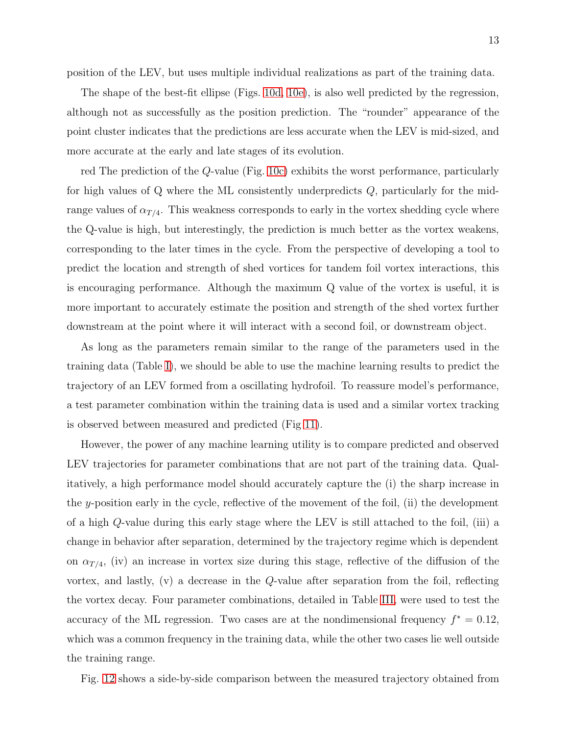position of the LEV, but uses multiple individual realizations as part of the training data.

The shape of the best-fit ellipse (Figs. 10d, 10e), is also well predicted by the regression, although not as successfully as the position prediction. The "rounder" appearance of the point cluster indicates that the predictions are less accurate when the LEV is mid-sized, and more accurate at the early and late stages of its evolution.

red The prediction of the $Q$-value (Fig. 10c) exhibits the worst performance, particularly for high values of Q where the ML consistently underpredicts $Q$, particularly for the mid-range values of $\alpha_{T/4}$. This weakness corresponds to early in the vortex shedding cycle where the Q-value is high, but interestingly, the prediction is much better as the vortex weakens, corresponding to the later times in the cycle. From the perspective of developing a tool to predict the location and strength of shed vortices for tandem foil vortex interactions, this is encouraging performance. Although the maximum Q value of the vortex is useful, it is more important to accurately estimate the position and strength of the shed vortex further downstream at the point where it will interact with a second foil, or downstream object.

As long as the parameters remain similar to the range of the parameters used in the training data (Table I), we should be able to use the machine learning results to predict the trajectory of an LEV formed from a oscillating hydrofoil. To reassure model's performance, a test parameter combination within the training data is used and a similar vortex tracking is observed between measured and predicted (Fig 11).

However, the power of any machine learning utility is to compare predicted and observed LEV trajectories for parameter combinations that are not part of the training data. Qualitatively, a high performance model should accurately capture the (i) the sharp increase in the $y$-position early in the cycle, reflective of the movement of the foil, (ii) the development of a high $Q$-value during this early stage where the LEV is still attached to the foil, (iii) a change in behavior after separation, determined by the trajectory regime which is dependent on $\alpha_{T/4}$, (iv) an increase in vortex size during this stage, reflective of the diffusion of the vortex, and lastly, (v) a decrease in the $Q$-value after separation from the foil, reflecting the vortex decay. Four parameter combinations, detailed in Table III, were used to test the accuracy of the ML regression. Two cases are at the nondimensional frequency $f^* = 0.12$, which was a common frequency in the training data, while the other two cases lie well outside the training range.

Fig. 12 shows a side-by-side comparison between the measured trajectory obtained from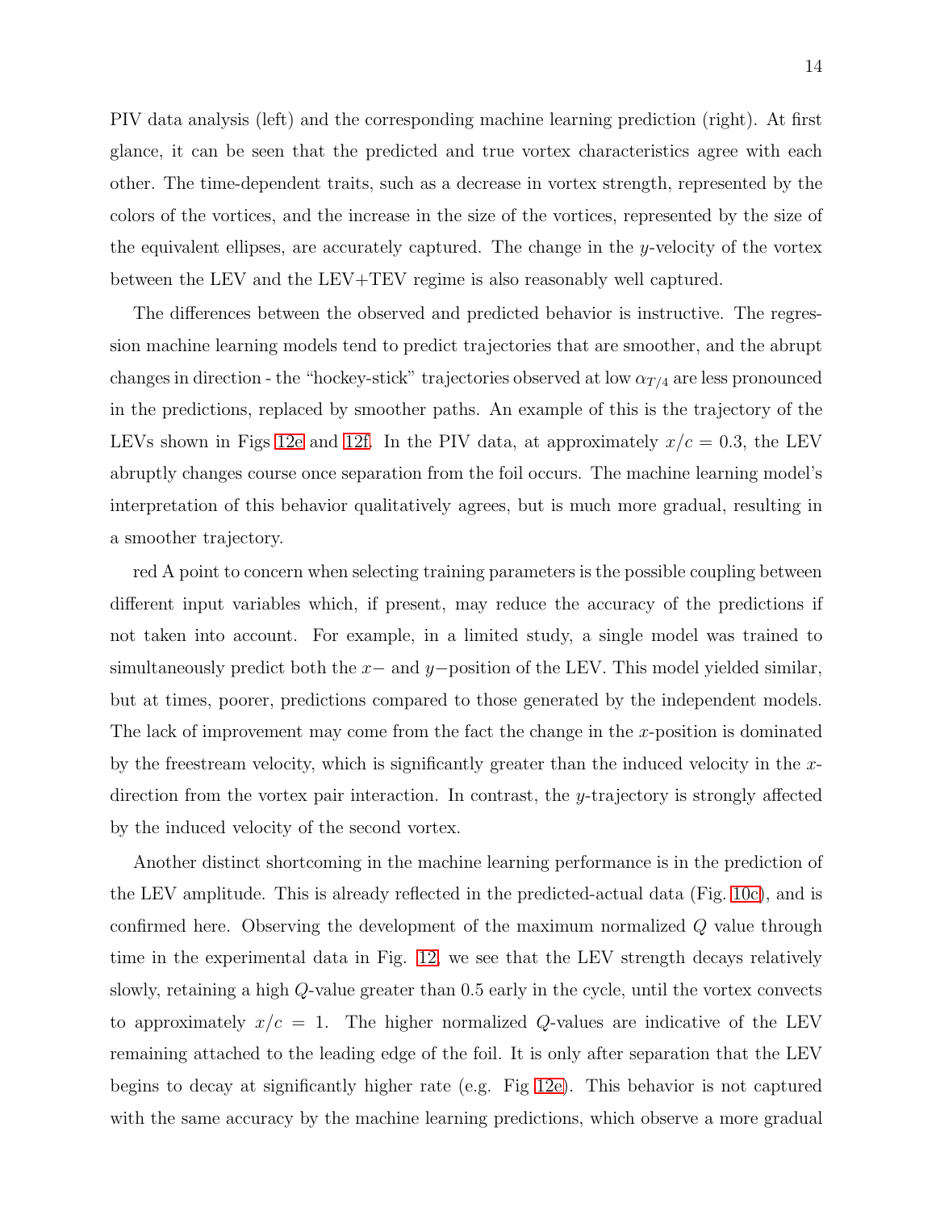PIV data analysis (left) and the corresponding machine learning prediction (right). At first glance, it can be seen that the predicted and true vortex characteristics agree with each other. The time-dependent traits, such as a decrease in vortex strength, represented by the colors of the vortices, and the increase in the size of the vortices, represented by the size of the equivalent ellipses, are accurately captured. The change in the $y$-velocity of the vortex between the LEV and the LEV+TEV regime is also reasonably well captured.

The differences between the observed and predicted behavior is instructive. The regression machine learning models tend to predict trajectories that are smoother, and the abrupt changes in direction - the "hockey-stick" trajectories observed at low $\alpha_{T/4}$ are less pronounced in the predictions, replaced by smoother paths. An example of this is the trajectory of the LEVs shown in Figs 12e and 12f. In the PIV data, at approximately $x/c = 0.3$, the LEV abruptly changes course once separation from the foil occurs. The machine learning model's interpretation of this behavior qualitatively agrees, but is much more gradual, resulting in a smoother trajectory.

red A point to concern when selecting training parameters is the possible coupling between different input variables which, if present, may reduce the accuracy of the predictions if not taken into account. For example, in a limited study, a single model was trained to simultaneously predict both the $x-$ and $y-$position of the LEV. This model yielded similar, but at times, poorer, predictions compared to those generated by the independent models. The lack of improvement may come from the fact the change in the $x$-position is dominated by the freestream velocity, which is significantly greater than the induced velocity in the $x$-direction from the vortex pair interaction. In contrast, the $y$-trajectory is strongly affected by the induced velocity of the second vortex.

Another distinct shortcoming in the machine learning performance is in the prediction of the LEV amplitude. This is already reflected in the predicted-actual data (Fig. 10c), and is confirmed here. Observing the development of the maximum normalized $Q$ value through time in the experimental data in Fig. 12, we see that the LEV strength decays relatively slowly, retaining a high $Q$-value greater than 0.5 early in the cycle, until the vortex convects to approximately $x/c = 1$. The higher normalized $Q$-values are indicative of the LEV remaining attached to the leading edge of the foil. It is only after separation that the LEV begins to decay at significantly higher rate (e.g. Fig 12e). This behavior is not captured with the same accuracy by the machine learning predictions, which observe a more gradual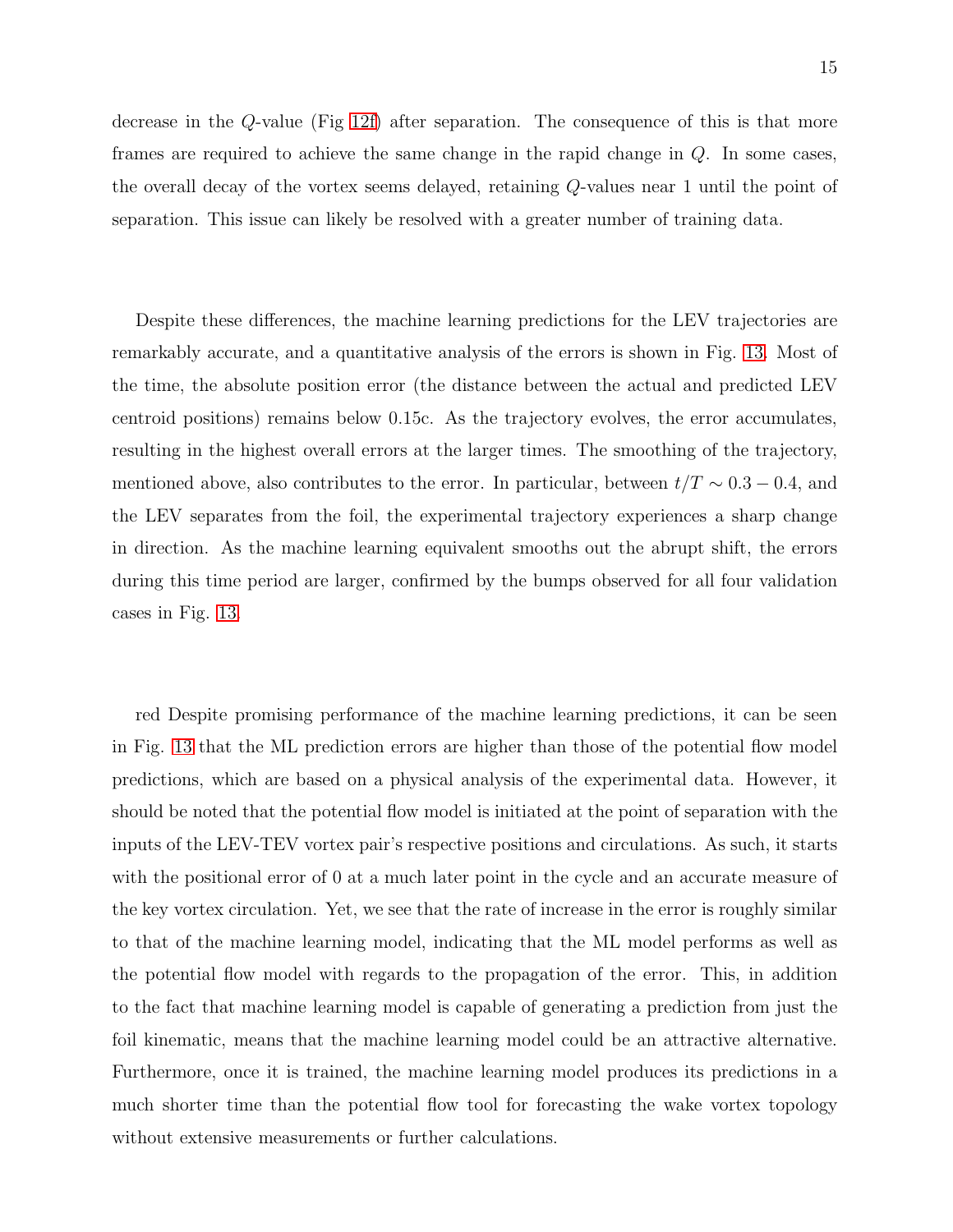decrease in the $Q$-value (Fig 12f) after separation. The consequence of this is that more frames are required to achieve the same change in the rapid change in $Q$. In some cases, the overall decay of the vortex seems delayed, retaining $Q$-values near 1 until the point of separation. This issue can likely be resolved with a greater number of training data.

Despite these differences, the machine learning predictions for the LEV trajectories are remarkably accurate, and a quantitative analysis of the errors is shown in Fig. 13. Most of the time, the absolute position error (the distance between the actual and predicted LEV centroid positions) remains below 0.15c. As the trajectory evolves, the error accumulates, resulting in the highest overall errors at the larger times. The smoothing of the trajectory, mentioned above, also contributes to the error. In particular, between $t/T \sim 0.3 - 0.4$, and the LEV separates from the foil, the experimental trajectory experiences a sharp change in direction. As the machine learning equivalent smooths out the abrupt shift, the errors during this time period are larger, confirmed by the bumps observed for all four validation cases in Fig. 13.

red Despite promising performance of the machine learning predictions, it can be seen in Fig. 13 that the ML prediction errors are higher than those of the potential flow model predictions, which are based on a physical analysis of the experimental data. However, it should be noted that the potential flow model is initiated at the point of separation with the inputs of the LEV-TEV vortex pair's respective positions and circulations. As such, it starts with the positional error of 0 at a much later point in the cycle and an accurate measure of the key vortex circulation. Yet, we see that the rate of increase in the error is roughly similar to that of the machine learning model, indicating that the ML model performs as well as the potential flow model with regards to the propagation of the error. This, in addition to the fact that machine learning model is capable of generating a prediction from just the foil kinematic, means that the machine learning model could be an attractive alternative. Furthermore, once it is trained, the machine learning model produces its predictions in a much shorter time than the potential flow tool for forecasting the wake vortex topology without extensive measurements or further calculations.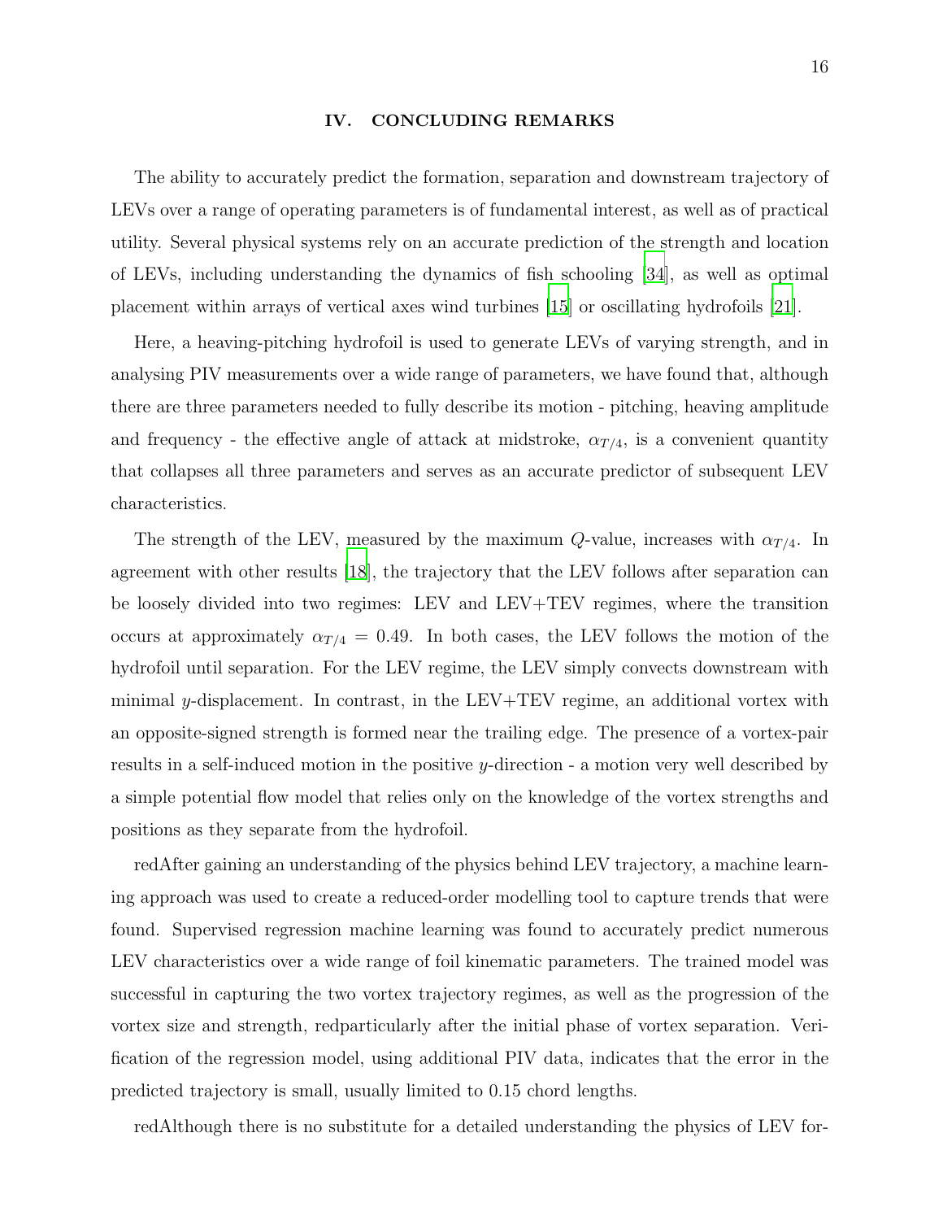## IV. CONCLUDING REMARKS

The ability to accurately predict the formation, separation and downstream trajectory of LEVs over a range of operating parameters is of fundamental interest, as well as of practical utility. Several physical systems rely on an accurate prediction of the strength and location of LEVs, including understanding the dynamics of fish schooling [34], as well as optimal placement within arrays of vertical axes wind turbines [15] or oscillating hydrofoils [21].

Here, a heaving-pitching hydrofoil is used to generate LEVs of varying strength, and in analysing PIV measurements over a wide range of parameters, we have found that, although there are three parameters needed to fully describe its motion - pitching, heaving amplitude and frequency - the effective angle of attack at midstroke, $\alpha_{T/4}$, is a convenient quantity that collapses all three parameters and serves as an accurate predictor of subsequent LEV characteristics.

The strength of the LEV, measured by the maximum $Q$-value, increases with $\alpha_{T/4}$. In agreement with other results [18], the trajectory that the LEV follows after separation can be loosely divided into two regimes: LEV and LEV+TEV regimes, where the transition occurs at approximately $\alpha_{T/4} = 0.49$. In both cases, the LEV follows the motion of the hydrofoil until separation. For the LEV regime, the LEV simply convects downstream with minimal $y$-displacement. In contrast, in the LEV+TEV regime, an additional vortex with an opposite-signed strength is formed near the trailing edge. The presence of a vortex-pair results in a self-induced motion in the positive $y$-direction - a motion very well described by a simple potential flow model that relies only on the knowledge of the vortex strengths and positions as they separate from the hydrofoil.

redAfter gaining an understanding of the physics behind LEV trajectory, a machine learning approach was used to create a reduced-order modelling tool to capture trends that were found. Supervised regression machine learning was found to accurately predict numerous LEV characteristics over a wide range of foil kinematic parameters. The trained model was successful in capturing the two vortex trajectory regimes, as well as the progression of the vortex size and strength, redparticularly after the initial phase of vortex separation. Verification of the regression model, using additional PIV data, indicates that the error in the predicted trajectory is small, usually limited to 0.15 chord lengths.

redAlthough there is no substitute for a detailed understanding the physics of LEV for-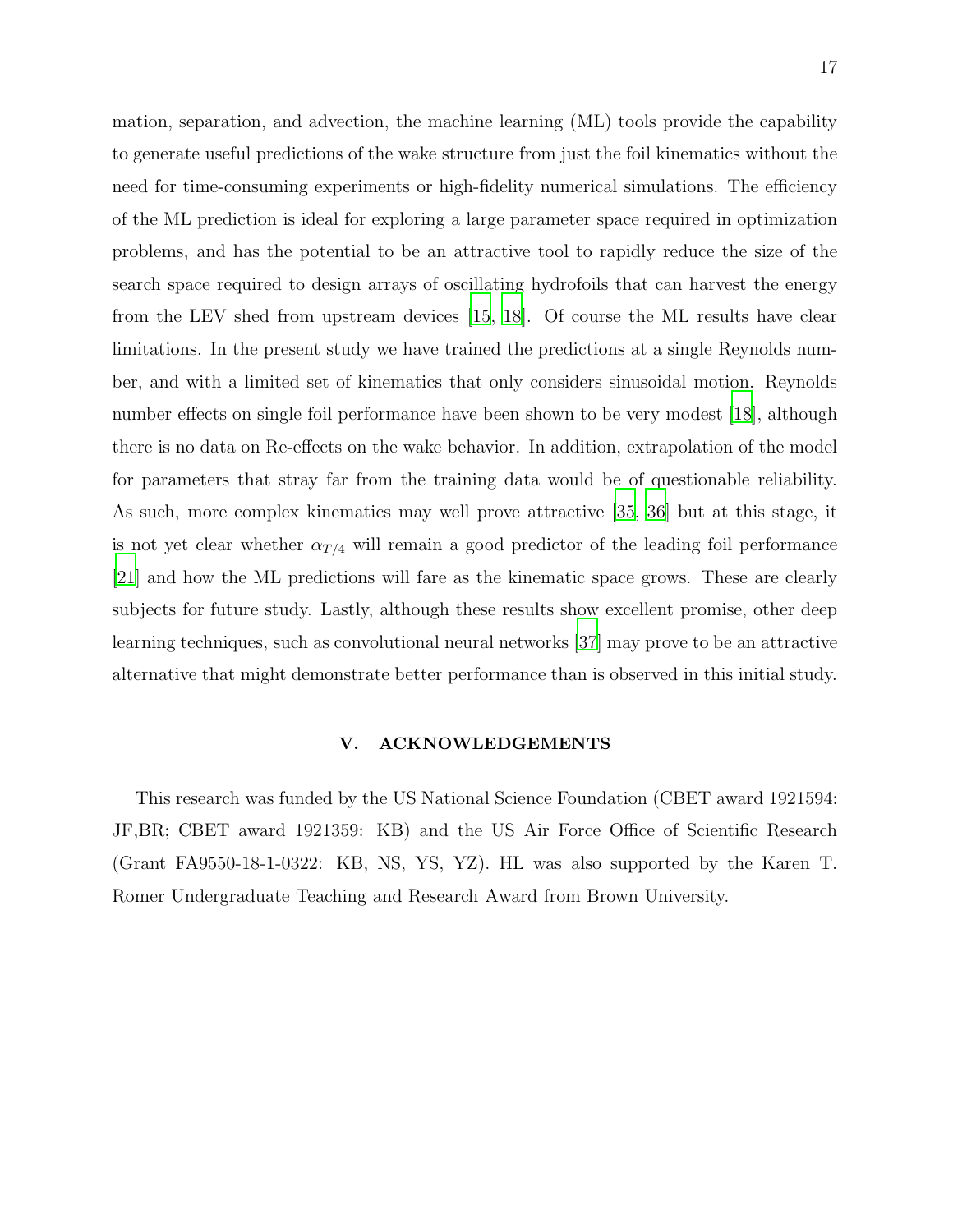mation, separation, and advection, the machine learning (ML) tools provide the capability to generate useful predictions of the wake structure from just the foil kinematics without the need for time-consuming experiments or high-fidelity numerical simulations. The efficiency of the ML prediction is ideal for exploring a large parameter space required in optimization problems, and has the potential to be an attractive tool to rapidly reduce the size of the search space required to design arrays of oscillating hydrofoils that can harvest the energy from the LEV shed from upstream devices [15, 18]. Of course the ML results have clear limitations. In the present study we have trained the predictions at a single Reynolds number, and with a limited set of kinematics that only considers sinusoidal motion. Reynolds number effects on single foil performance have been shown to be very modest [18], although there is no data on Re-effects on the wake behavior. In addition, extrapolation of the model for parameters that stray far from the training data would be of questionable reliability. As such, more complex kinematics may well prove attractive [35, 36] but at this stage, it is not yet clear whether $\alpha_{T/4}$ will remain a good predictor of the leading foil performance [21] and how the ML predictions will fare as the kinematic space grows. These are clearly subjects for future study. Lastly, although these results show excellent promise, other deep learning techniques, such as convolutional neural networks [37] may prove to be an attractive alternative that might demonstrate better performance than is observed in this initial study.

## V. ACKNOWLEDGEMENTS

This research was funded by the US National Science Foundation (CBET award 1921594: JF,BR; CBET award 1921359: KB) and the US Air Force Office of Scientific Research (Grant FA9550-18-1-0322: KB, NS, YS, YZ). HL was also supported by the Karen T. Romer Undergraduate Teaching and Research Award from Brown University.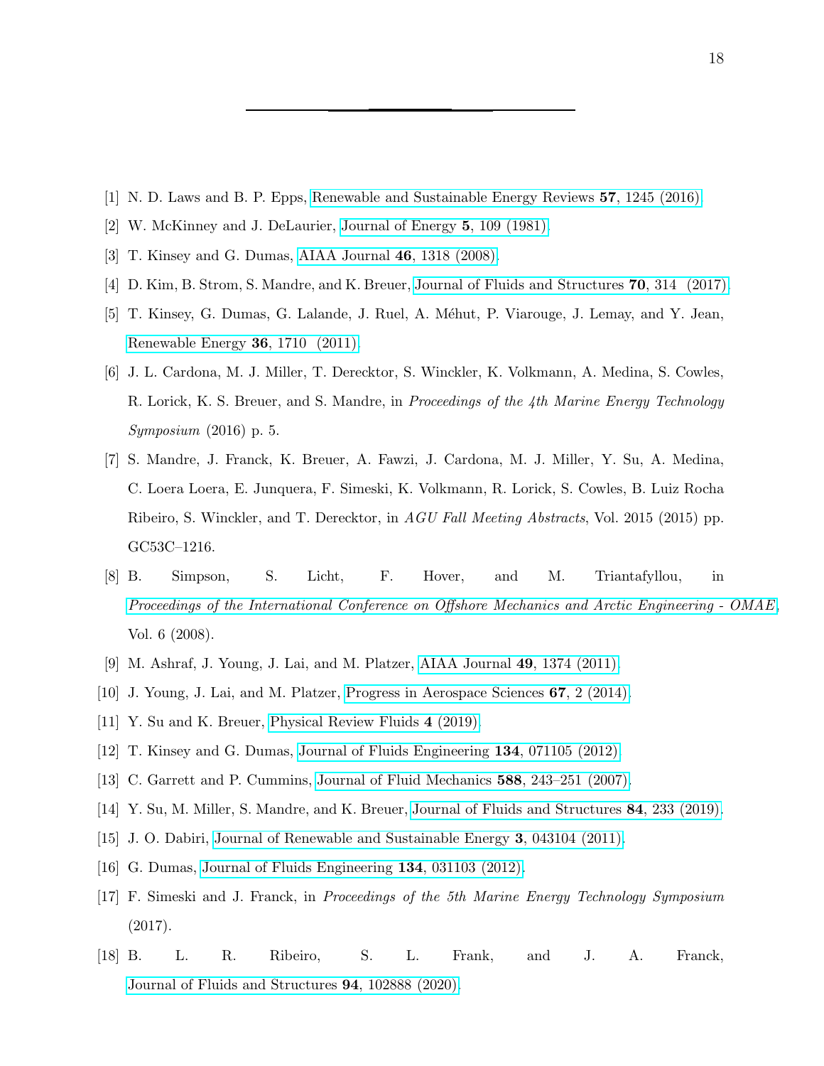[1] N. D. Laws and B. P. Epps, Renewable and Sustainable Energy Reviews **57**, 1245 (2016).

[2] W. McKinney and J. DeLaurier, Journal of Energy **5**, 109 (1981).

[3] T. Kinsey and G. Dumas, AIAA Journal **46**, 1318 (2008).

[4] D. Kim, B. Strom, S. Mandre, and K. Breuer, Journal of Fluids and Structures **70**, 314 (2017).

[5] T. Kinsey, G. Dumas, G. Lalande, J. Ruel, A. Méhut, P. Viarouge, J. Lemay, and Y. Jean, Renewable Energy **36**, 1710 (2011).

[6] J. L. Cardona, M. J. Miller, T. Derecktor, S. Winckler, K. Volkmann, A. Medina, S. Cowles, R. Lorick, K. S. Breuer, and S. Mandre, in *Proceedings of the 4th Marine Energy Technology Symposium* (2016) p. 5.

[7] S. Mandre, J. Franck, K. Breuer, A. Fawzi, J. Cardona, M. J. Miller, Y. Su, A. Medina, C. Loera Loera, E. Junquera, F. Simeski, K. Volkmann, R. Lorick, S. Cowles, B. Luiz Rocha Ribeiro, S. Winckler, and T. Derecktor, in *AGU Fall Meeting Abstracts*, Vol. 2015 (2015) pp. GC53C–1216.

[8] B. Simpson, S. Licht, F. Hover, and M. Triantafyllou, in *Proceedings of the International Conference on Offshore Mechanics and Arctic Engineering - OMAE*, Vol. 6 (2008).

[9] M. Ashraf, J. Young, J. Lai, and M. Platzer, AIAA Journal **49**, 1374 (2011).

[10] J. Young, J. Lai, and M. Platzer, Progress in Aerospace Sciences **67**, 2 (2014).

[11] Y. Su and K. Breuer, Physical Review Fluids **4** (2019).

[12] T. Kinsey and G. Dumas, Journal of Fluids Engineering **134**, 071105 (2012).

[13] C. Garrett and P. Cummins, Journal of Fluid Mechanics **588**, 243–251 (2007).

[14] Y. Su, M. Miller, S. Mandre, and K. Breuer, Journal of Fluids and Structures **84**, 233 (2019).

[15] J. O. Dabiri, Journal of Renewable and Sustainable Energy **3**, 043104 (2011).

[16] G. Dumas, Journal of Fluids Engineering **134**, 031103 (2012).

[17] F. Simeski and J. Franck, in *Proceedings of the 5th Marine Energy Technology Symposium* (2017).

[18] B. L. R. Ribeiro, S. L. Frank, and J. A. Franck, Journal of Fluids and Structures **94**, 102888 (2020).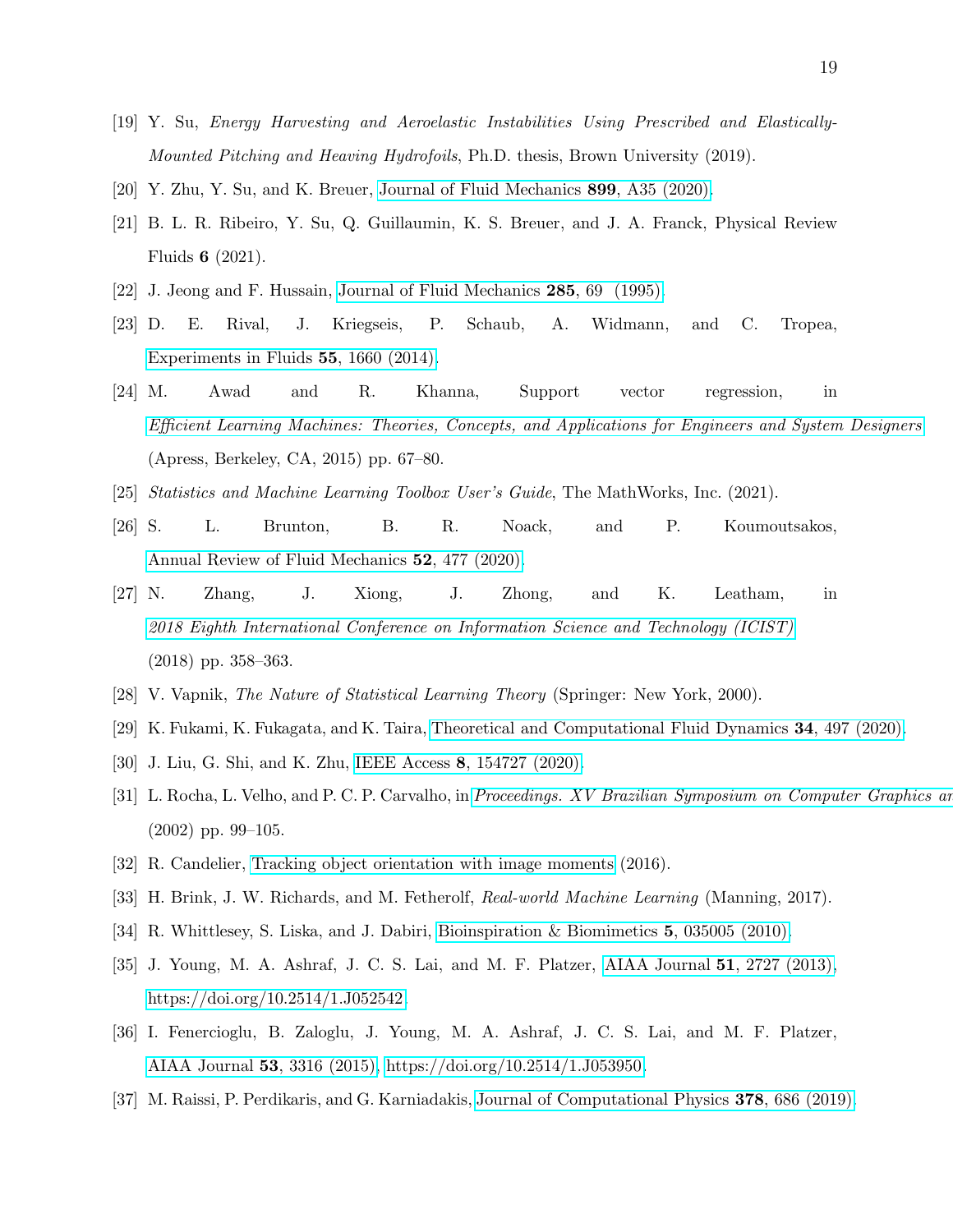[19] Y. Su, *Energy Harvesting and Aeroelastic Instabilities Using Prescribed and Elastically-Mounted Pitching and Heaving Hydrofoils*, Ph.D. thesis, Brown University (2019).

[20] Y. Zhu, Y. Su, and K. Breuer, Journal of Fluid Mechanics **899**, A35 (2020).

[21] B. L. R. Ribeiro, Y. Su, Q. Guillaumin, K. S. Breuer, and J. A. Franck, Physical Review Fluids **6** (2021).

[22] J. Jeong and F. Hussain, Journal of Fluid Mechanics **285**, 69 (1995).

[23] D. E. Rival, J. Kriegseis, P. Schaub, A. Widmann, and C. Tropea, Experiments in Fluids **55**, 1660 (2014).

[24] M. Awad and R. Khanna, Support vector regression, in *Efficient Learning Machines: Theories, Concepts, and Applications for Engineers and System Designers* (Apress, Berkeley, CA, 2015) pp. 67–80.

[25] *Statistics and Machine Learning Toolbox User's Guide*, The MathWorks, Inc. (2021).

[26] S. L. Brunton, B. R. Noack, and P. Koumoutsakos, Annual Review of Fluid Mechanics **52**, 477 (2020).

[27] N. Zhang, J. Xiong, J. Zhong, and K. Leatham, in *2018 Eighth International Conference on Information Science and Technology (ICIST)* (2018) pp. 358–363.

[28] V. Vapnik, *The Nature of Statistical Learning Theory* (Springer: New York, 2000).

[29] K. Fukami, K. Fukagata, and K. Taira, Theoretical and Computational Fluid Dynamics **34**, 497 (2020).

[30] J. Liu, G. Shi, and K. Zhu, IEEE Access **8**, 154727 (2020).

[31] L. Rocha, L. Velho, and P. C. P. Carvalho, in *Proceedings. XV Brazilian Symposium on Computer Graphics an* (2002) pp. 99–105.

[32] R. Candelier, Tracking object orientation with image moments (2016).

[33] H. Brink, J. W. Richards, and M. Fetherolf, *Real-world Machine Learning* (Manning, 2017).

[34] R. Whittlesey, S. Liska, and J. Dabiri, Bioinspiration & Biomimetics **5**, 035005 (2010).

[35] J. Young, M. A. Ashraf, J. C. S. Lai, and M. F. Platzer, AIAA Journal **51**, 2727 (2013), https://doi.org/10.2514/1.J052542.

[36] I. Fenercioglu, B. Zaloglu, J. Young, M. A. Ashraf, J. C. S. Lai, and M. F. Platzer, AIAA Journal **53**, 3316 (2015), https://doi.org/10.2514/1.J053950.

[37] M. Raissi, P. Perdikaris, and G. Karniadakis, Journal of Computational Physics **378**, 686 (2019).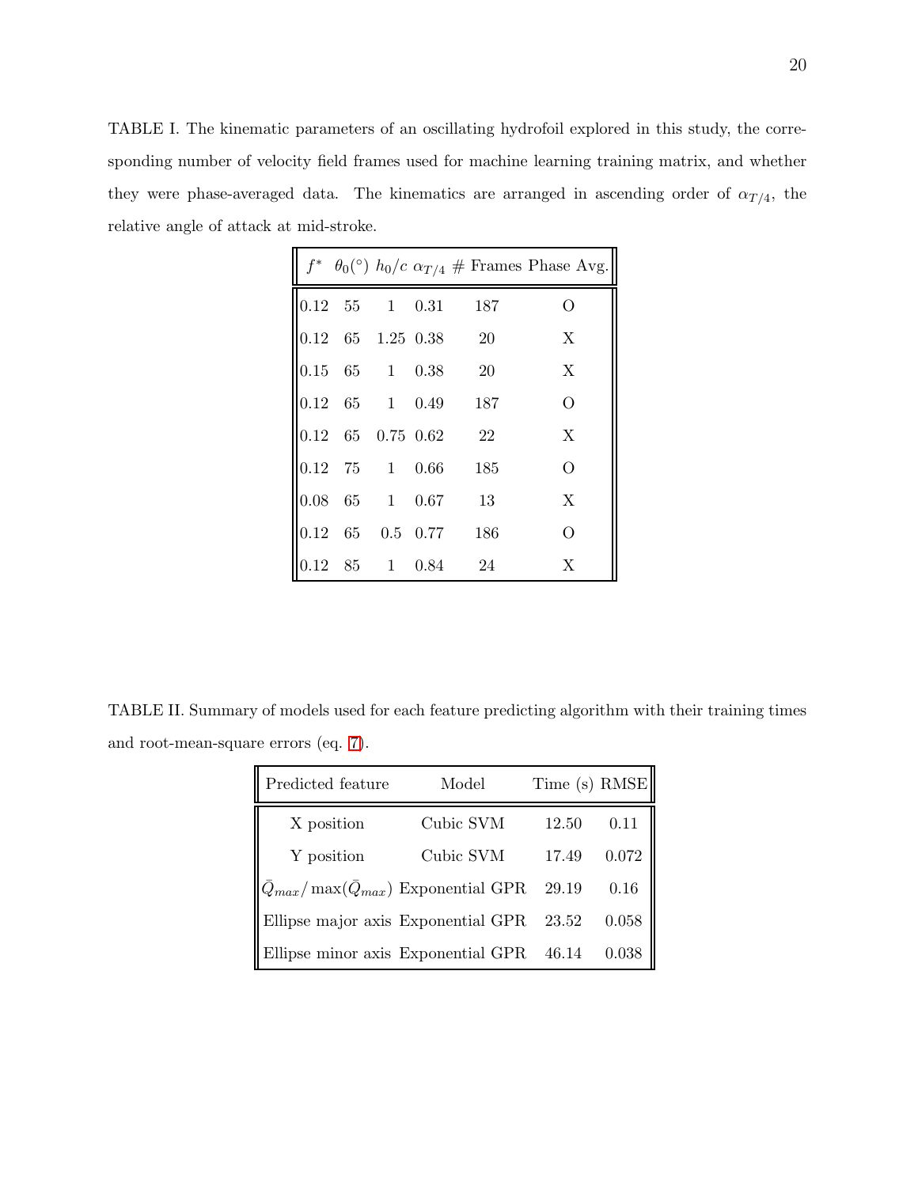TABLE I. The kinematic parameters of an oscillating hydrofoil explored in this study, the corresponding number of velocity field frames used for machine learning training matrix, and whether they were phase-averaged data. The kinematics are arranged in ascending order of $\alpha_{T/4}$, the relative angle of attack at mid-stroke.

| $f^*$ | $\theta_0(^\circ)$ | $h_0/c$ | $\alpha_{T/4}$ | # Frames | Phase Avg. |
|---|---|---|---|---|---|
| 0.12 | 55 | 1 | 0.31 | 187 | O |
| 0.12 | 65 | 1.25 | 0.38 | 20 | X |
| 0.15 | 65 | 1 | 0.38 | 20 | X |
| 0.12 | 65 | 1 | 0.49 | 187 | O |
| 0.12 | 65 | 0.75 | 0.62 | 22 | X |
| 0.12 | 75 | 1 | 0.66 | 185 | O |
| 0.08 | 65 | 1 | 0.67 | 13 | X |
| 0.12 | 65 | 0.5 | 0.77 | 186 | O |
| 0.12 | 85 | 1 | 0.84 | 24 | X |

TABLE II. Summary of models used for each feature predicting algorithm with their training times and root-mean-square errors (eq. 7).

| Predicted feature | Model | Time (s) | RMSE |
|---|---|---|---|
| X position | Cubic SVM | 12.50 | 0.11 |
| Y position | Cubic SVM | 17.49 | 0.072 |
| $\bar{Q}_{max}/\max(\bar{Q}_{max})$ | Exponential GPR | 29.19 | 0.16 |
| Ellipse major axis | Exponential GPR | 23.52 | 0.058 |
| Ellipse minor axis | Exponential GPR | 46.14 | 0.038 |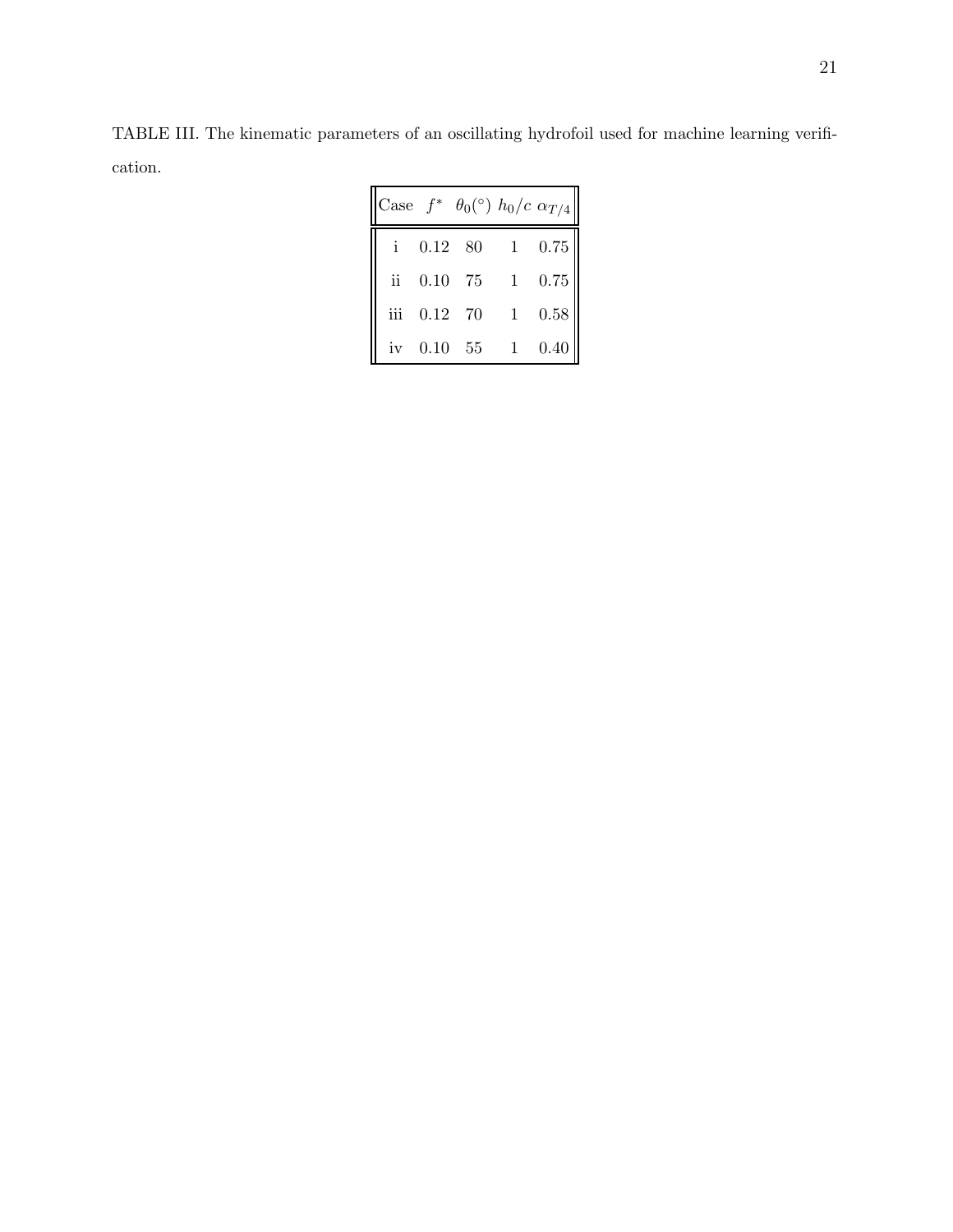TABLE III. The kinematic parameters of an oscillating hydrofoil used for machine learning verification.

| Case | $f^*$ | $\theta_0(^\circ)$ | $h_0/c$ | $\alpha_{T/4}$ |
|---|---|---|---|---|
| i | 0.12 | 80 | 1 | 0.75 |
| ii | 0.10 | 75 | 1 | 0.75 |
| iii | 0.12 | 70 | 1 | 0.58 |
| iv | 0.10 | 55 | 1 | 0.40 |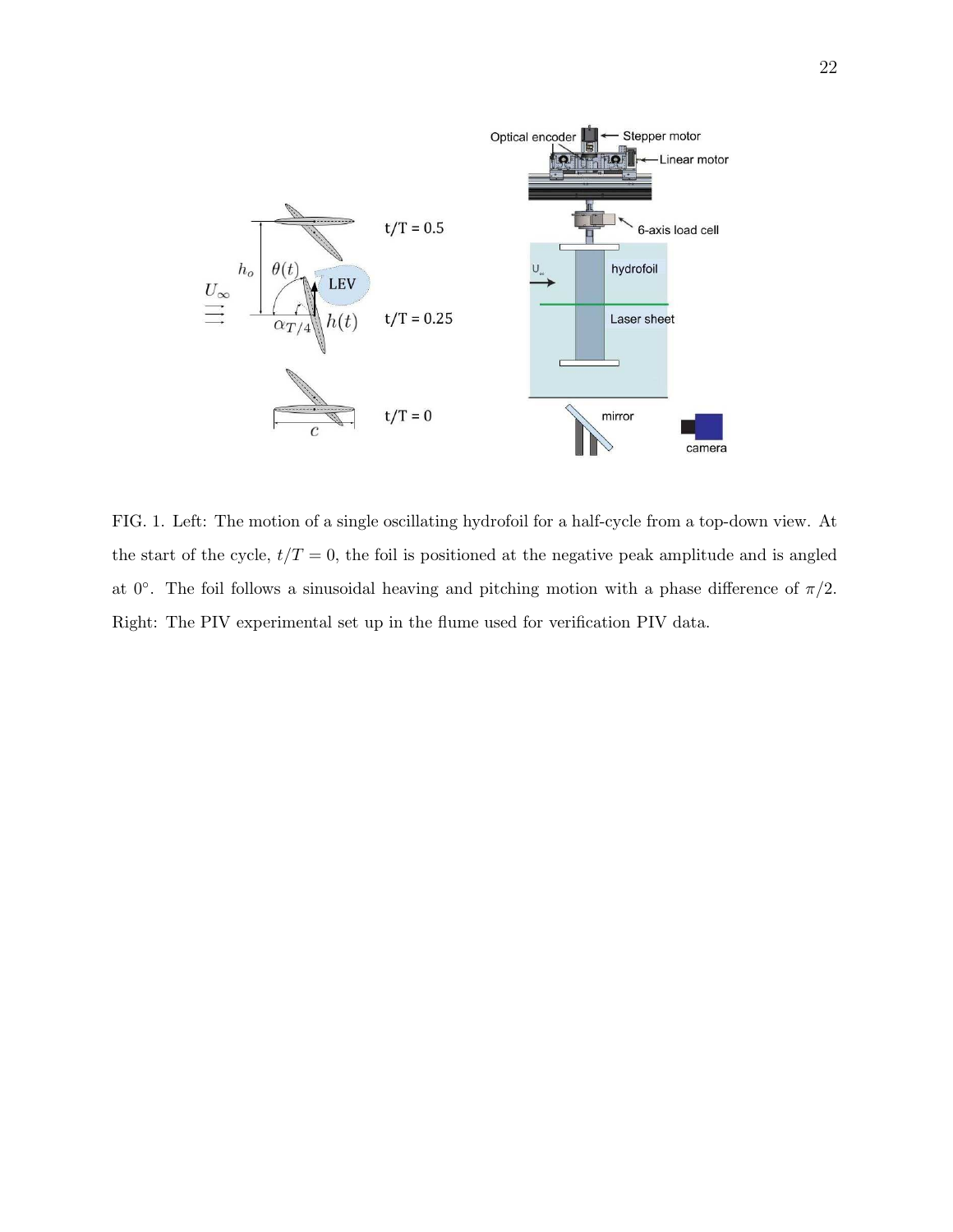FIG. 1. Left: The motion of a single oscillating hydrofoil for a half-cycle from a top-down view. At the start of the cycle, $t/T = 0$, the foil is positioned at the negative peak amplitude and is angled at $0°$. The foil follows a sinusoidal heaving and pitching motion with a phase difference of $\pi/2$. Right: The PIV experimental set up in the flume used for verification PIV data.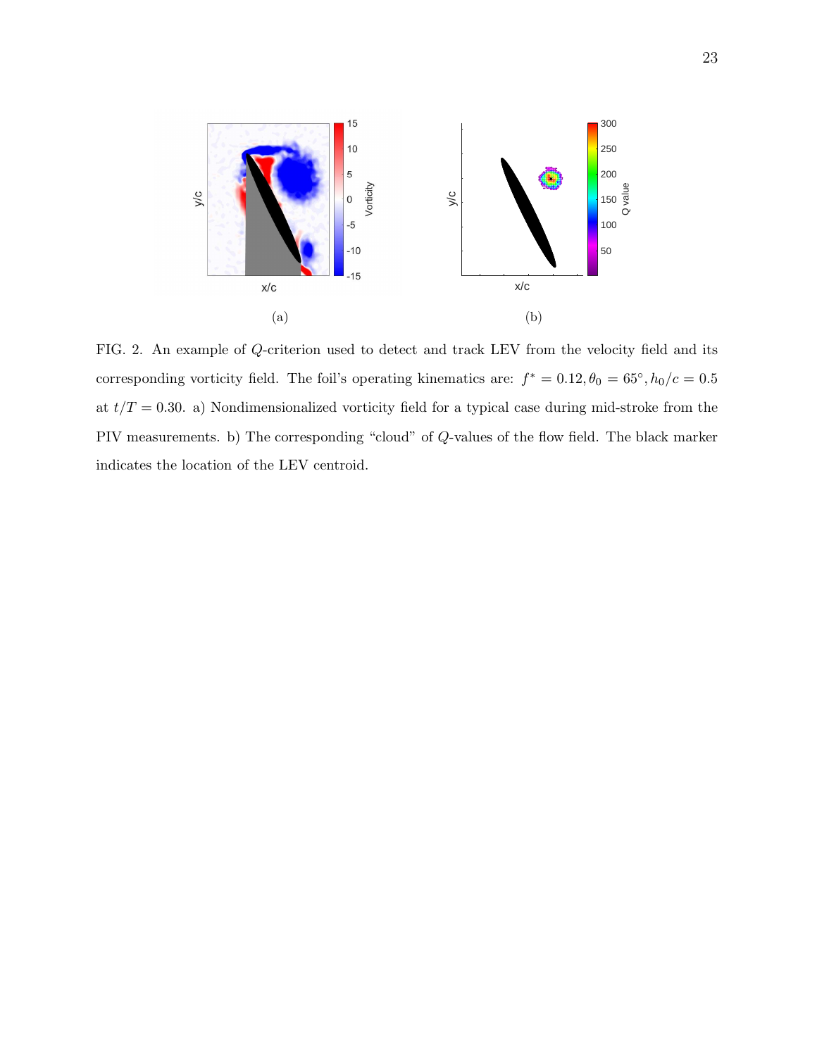(a)

(b)

FIG. 2. An example of $Q$-criterion used to detect and track LEV from the velocity field and its corresponding vorticity field. The foil's operating kinematics are: $f^* = 0.12, \theta_0 = 65^\circ, h_0/c = 0.5$ at $t/T = 0.30$. a) Nondimensionalized vorticity field for a typical case during mid-stroke from the PIV measurements. b) The corresponding "cloud" of $Q$-values of the flow field. The black marker indicates the location of the LEV centroid.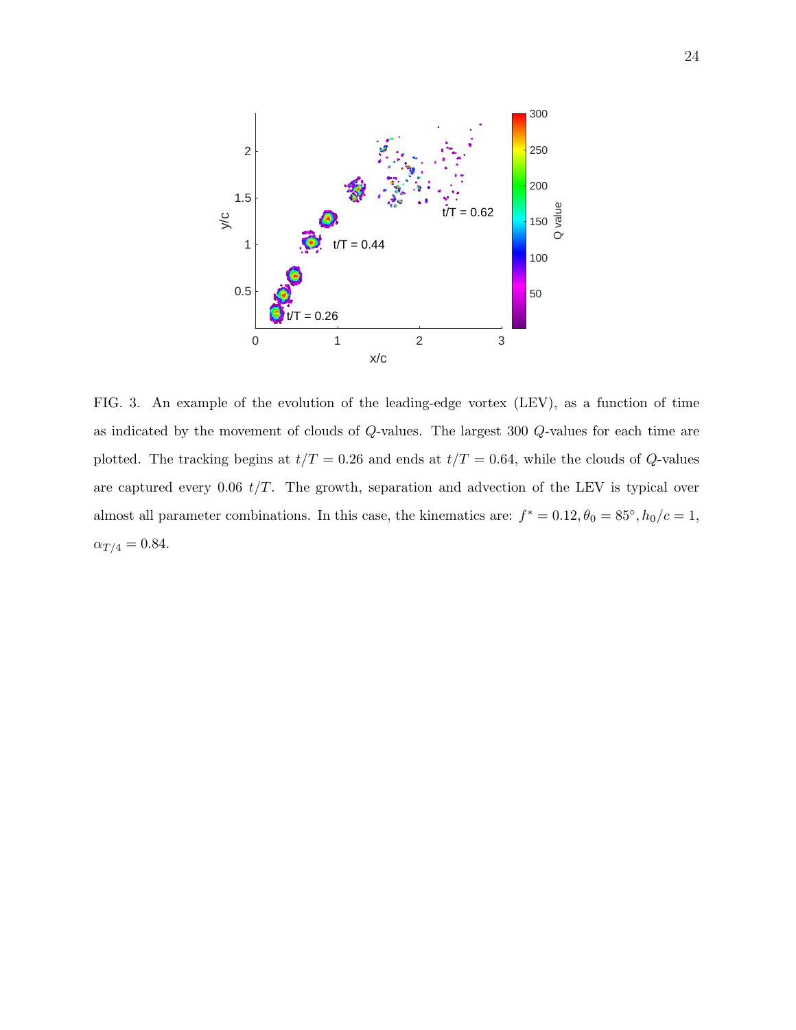FIG. 3. An example of the evolution of the leading-edge vortex (LEV), as a function of time as indicated by the movement of clouds of $Q$-values. The largest 300 $Q$-values for each time are plotted. The tracking begins at $t/T = 0.26$ and ends at $t/T = 0.64$, while the clouds of $Q$-values are captured every 0.06 $t/T$. The growth, separation and advection of the LEV is typical over almost all parameter combinations. In this case, the kinematics are: $f^* = 0.12, \theta_0 = 85^\circ, h_0/c = 1$, $\alpha_{T/4} = 0.84$.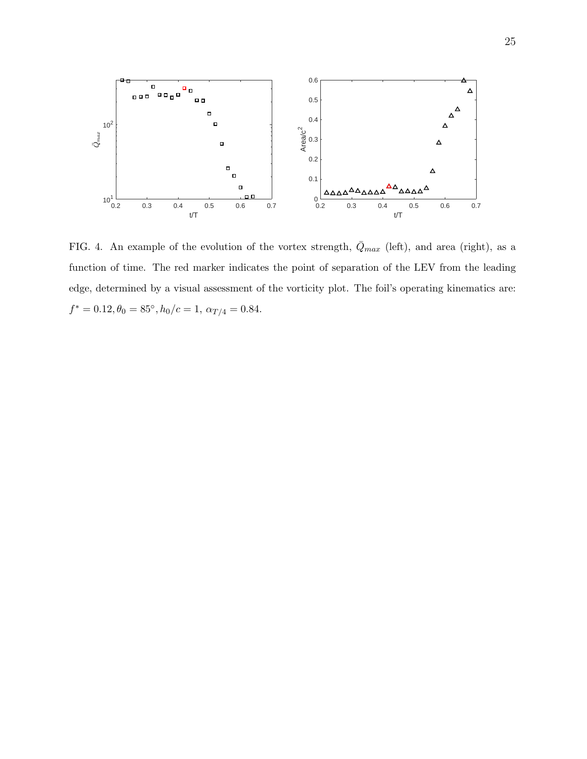FIG. 4. An example of the evolution of the vortex strength, $\bar{Q}_{max}$ (left), and area (right), as a function of time. The red marker indicates the point of separation of the LEV from the leading edge, determined by a visual assessment of the vorticity plot. The foil's operating kinematics are: $f^* = 0.12, \theta_0 = 85^{\circ}, h_0/c = 1$, $\alpha_{T/4} = 0.84$.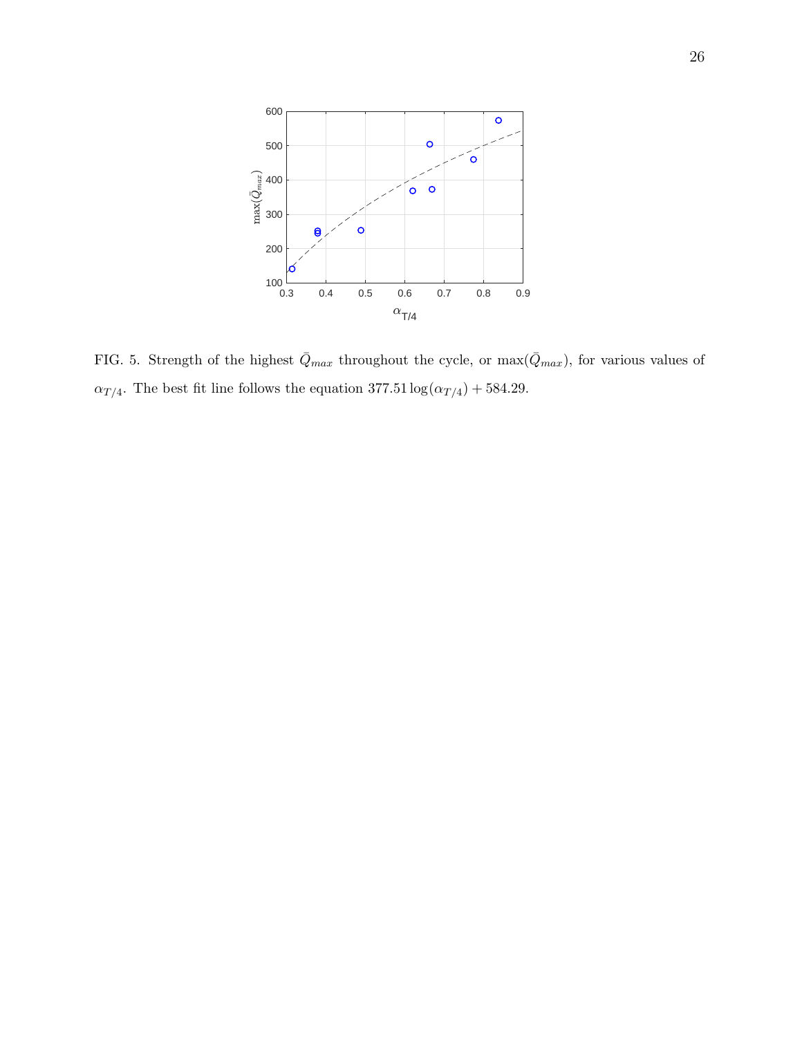FIG. 5. Strength of the highest $\bar{Q}_{max}$ throughout the cycle, or $\max(\bar{Q}_{max})$, for various values of $\alpha_{T/4}$. The best fit line follows the equation $377.51 \log(\alpha_{T/4}) + 584.29$.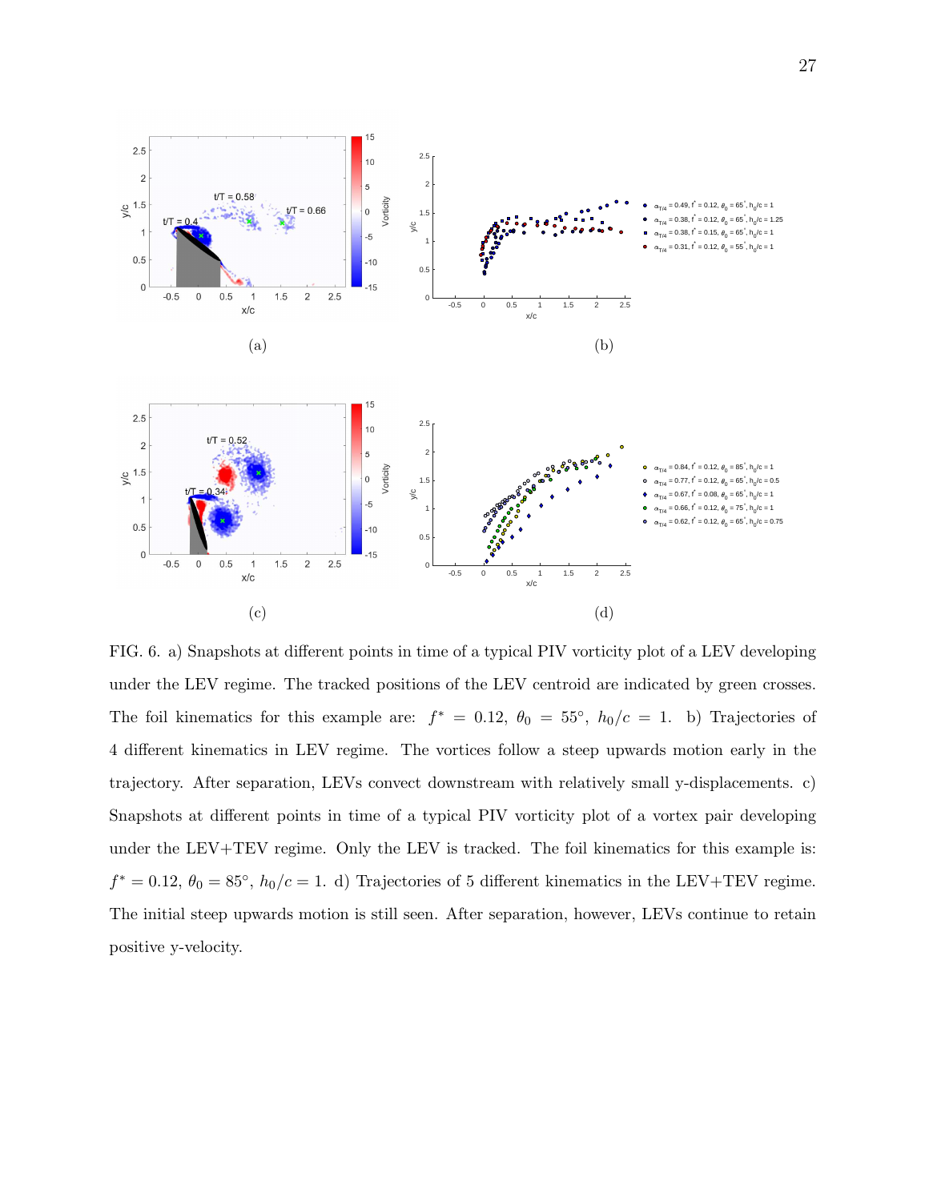FIG. 6. a) Snapshots at different points in time of a typical PIV vorticity plot of a LEV developing under the LEV regime. The tracked positions of the LEV centroid are indicated by green crosses. The foil kinematics for this example are: $f^* = 0.12$, $\theta_0 = 55°$, $h_0/c = 1$. b) Trajectories of 4 different kinematics in LEV regime. The vortices follow a steep upwards motion early in the trajectory. After separation, LEVs convect downstream with relatively small y-displacements. c) Snapshots at different points in time of a typical PIV vorticity plot of a vortex pair developing under the LEV+TEV regime. Only the LEV is tracked. The foil kinematics for this example is: $f^* = 0.12$, $\theta_0 = 85°$, $h_0/c = 1$. d) Trajectories of 5 different kinematics in the LEV+TEV regime. The initial steep upwards motion is still seen. After separation, however, LEVs continue to retain positive y-velocity.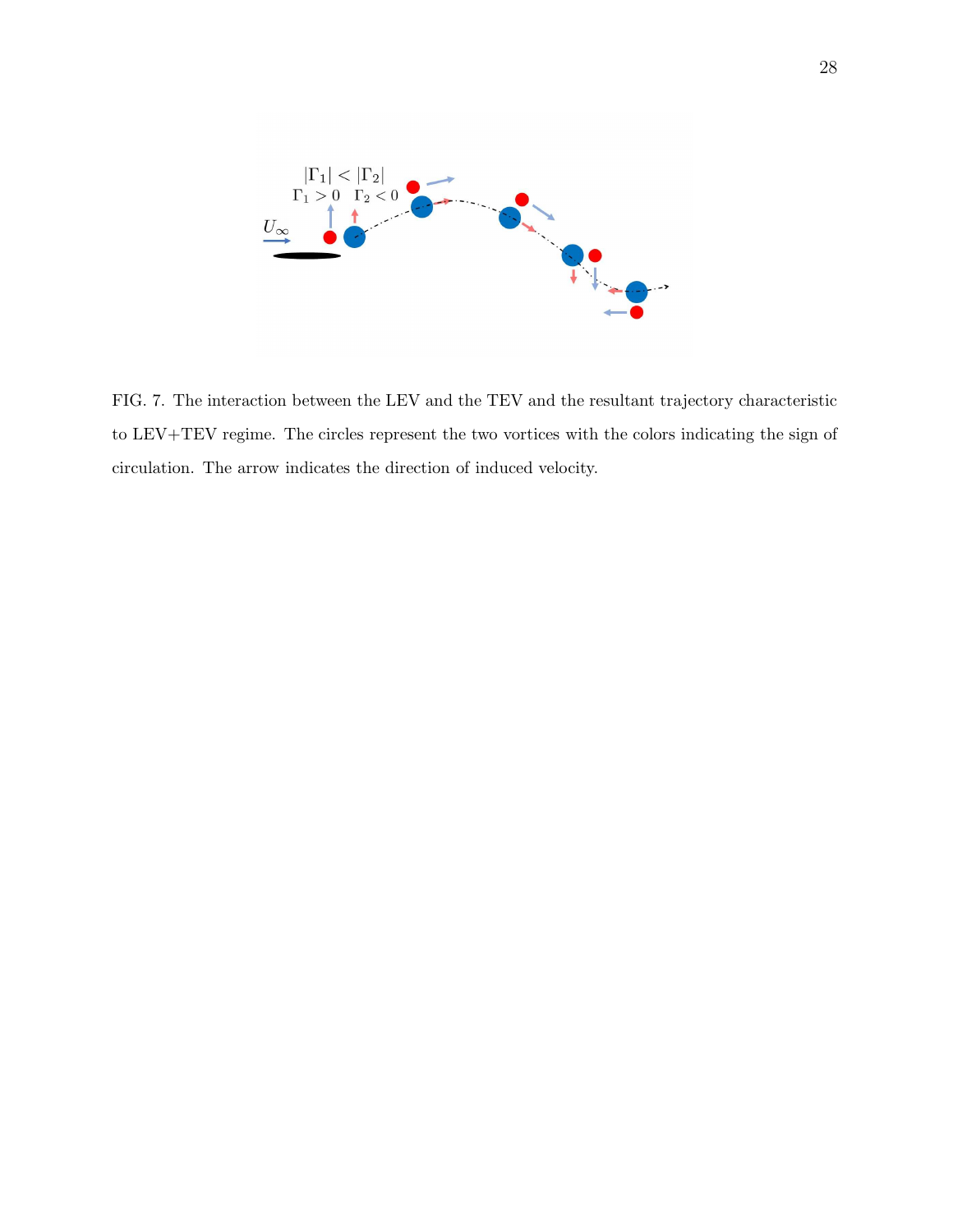FIG. 7. The interaction between the LEV and the TEV and the resultant trajectory characteristic to LEV+TEV regime. The circles represent the two vortices with the colors indicating the sign of circulation. The arrow indicates the direction of induced velocity.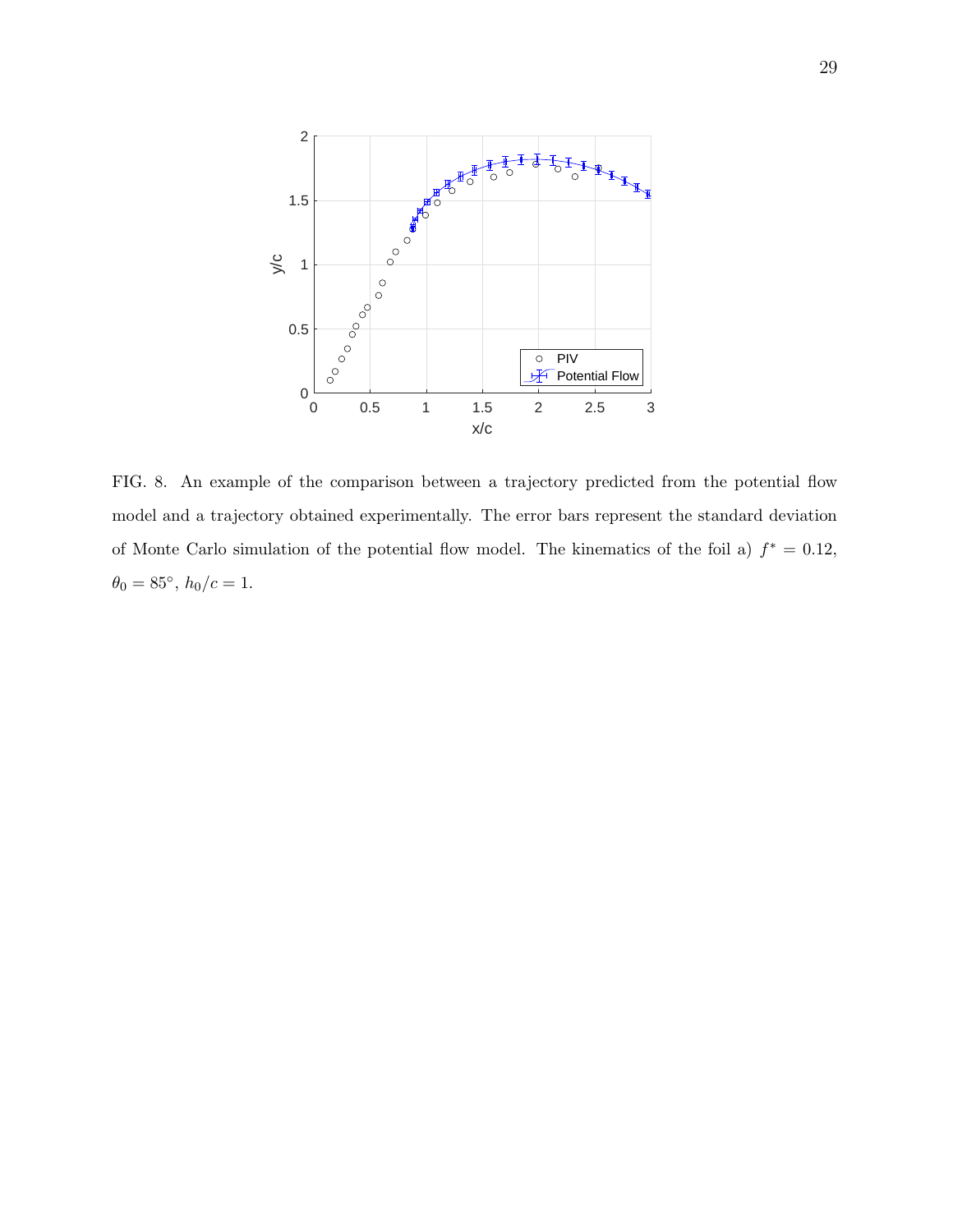FIG. 8. An example of the comparison between a trajectory predicted from the potential flow model and a trajectory obtained experimentally. The error bars represent the standard deviation of Monte Carlo simulation of the potential flow model. The kinematics of the foil a) $f^* = 0.12$, $\theta_0 = 85^\circ$, $h_0/c = 1$.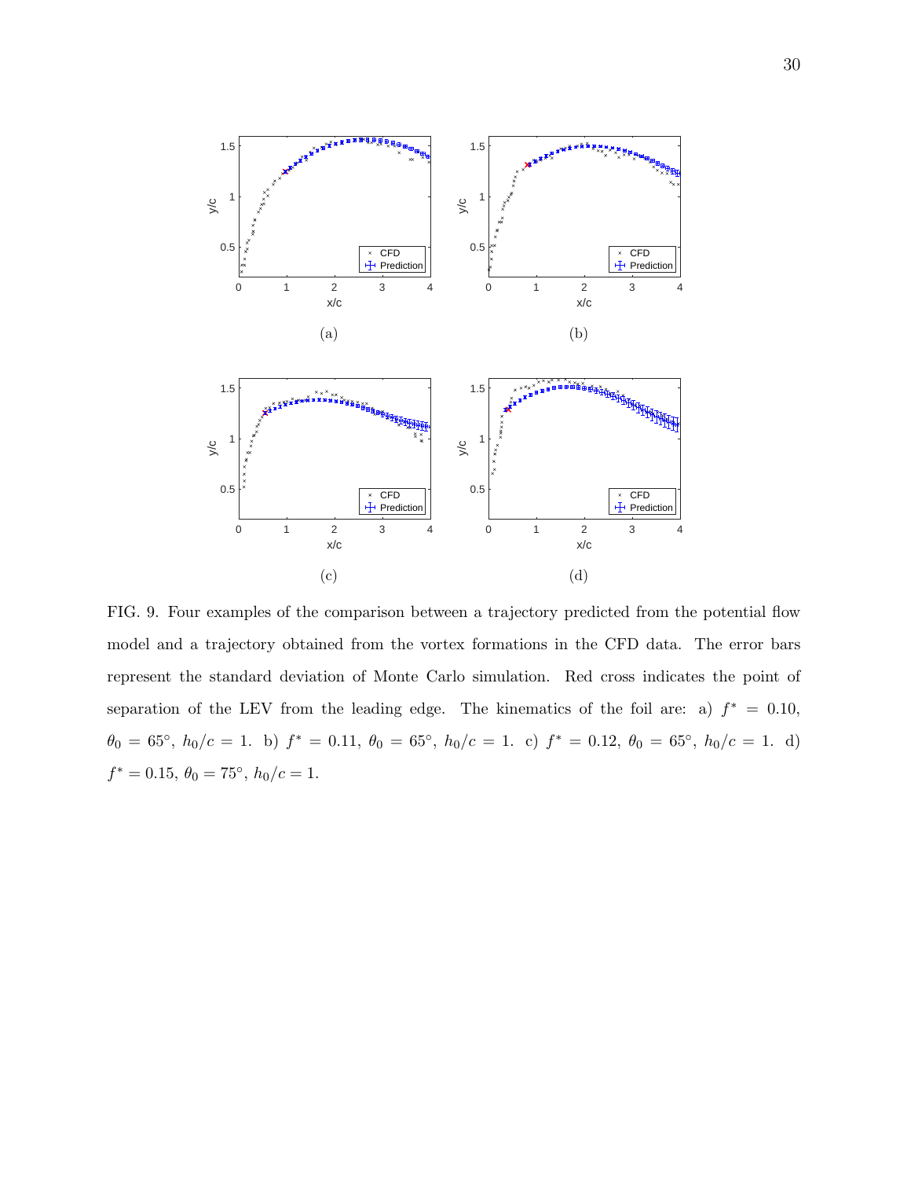(a)

(b)

(c)

(d)

FIG. 9. Four examples of the comparison between a trajectory predicted from the potential flow model and a trajectory obtained from the vortex formations in the CFD data. The error bars represent the standard deviation of Monte Carlo simulation. Red cross indicates the point of separation of the LEV from the leading edge. The kinematics of the foil are: a) $f^* = 0.10$, $\theta_0 = 65°$, $h_0/c = 1$. b) $f^* = 0.11$, $\theta_0 = 65°$, $h_0/c = 1$. c) $f^* = 0.12$, $\theta_0 = 65°$, $h_0/c = 1$. d) $f^* = 0.15$, $\theta_0 = 75°$, $h_0/c = 1$.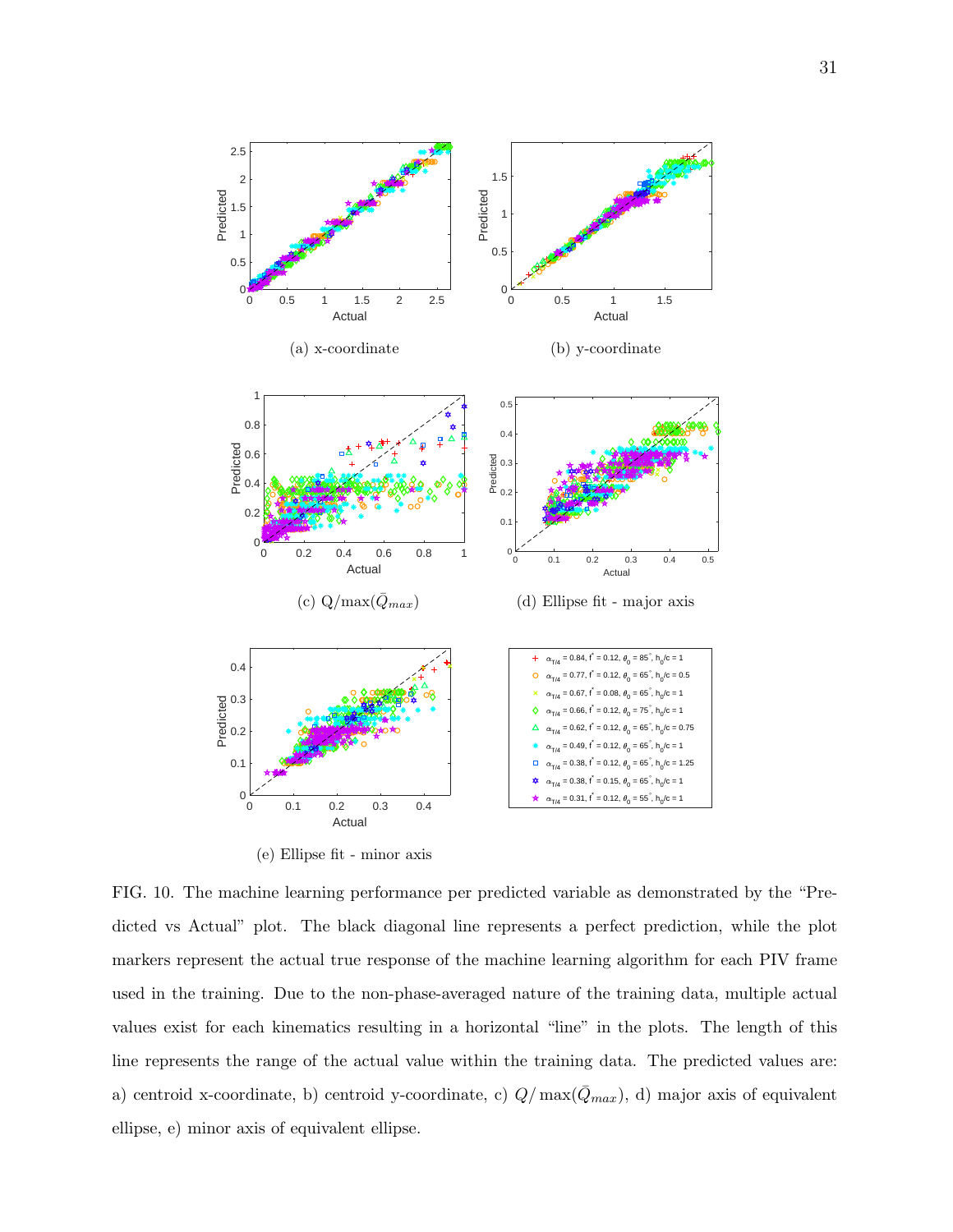(a) x-coordinate

(b) y-coordinate

(c) $Q/\max(\bar{Q}_{max})$

(d) Ellipse fit - major axis

(e) Ellipse fit - minor axis

FIG. 10. The machine learning performance per predicted variable as demonstrated by the "Predicted vs Actual" plot. The black diagonal line represents a perfect prediction, while the plot markers represent the actual true response of the machine learning algorithm for each PIV frame used in the training. Due to the non-phase-averaged nature of the training data, multiple actual values exist for each kinematics resulting in a horizontal "line" in the plots. The length of this line represents the range of the actual value within the training data. The predicted values are: a) centroid x-coordinate, b) centroid y-coordinate, c) $Q/\max(\bar{Q}_{max})$, d) major axis of equivalent ellipse, e) minor axis of equivalent ellipse.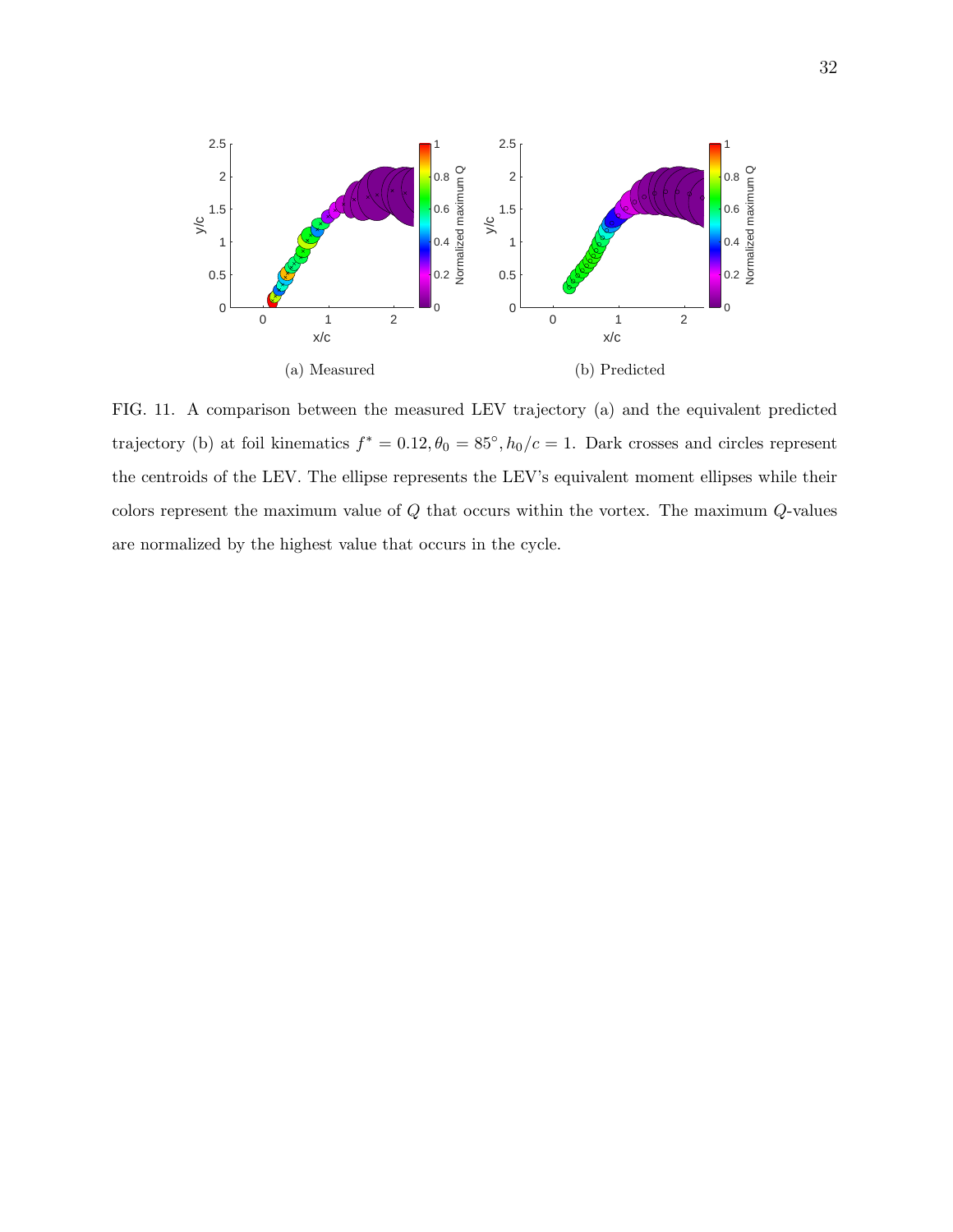(a) Measured

(b) Predicted

FIG. 11. A comparison between the measured LEV trajectory (a) and the equivalent predicted trajectory (b) at foil kinematics $f^* = 0.12, \theta_0 = 85^\circ, h_0/c = 1$. Dark crosses and circles represent the centroids of the LEV. The ellipse represents the LEV's equivalent moment ellipses while their colors represent the maximum value of $Q$ that occurs within the vortex. The maximum $Q$-values are normalized by the highest value that occurs in the cycle.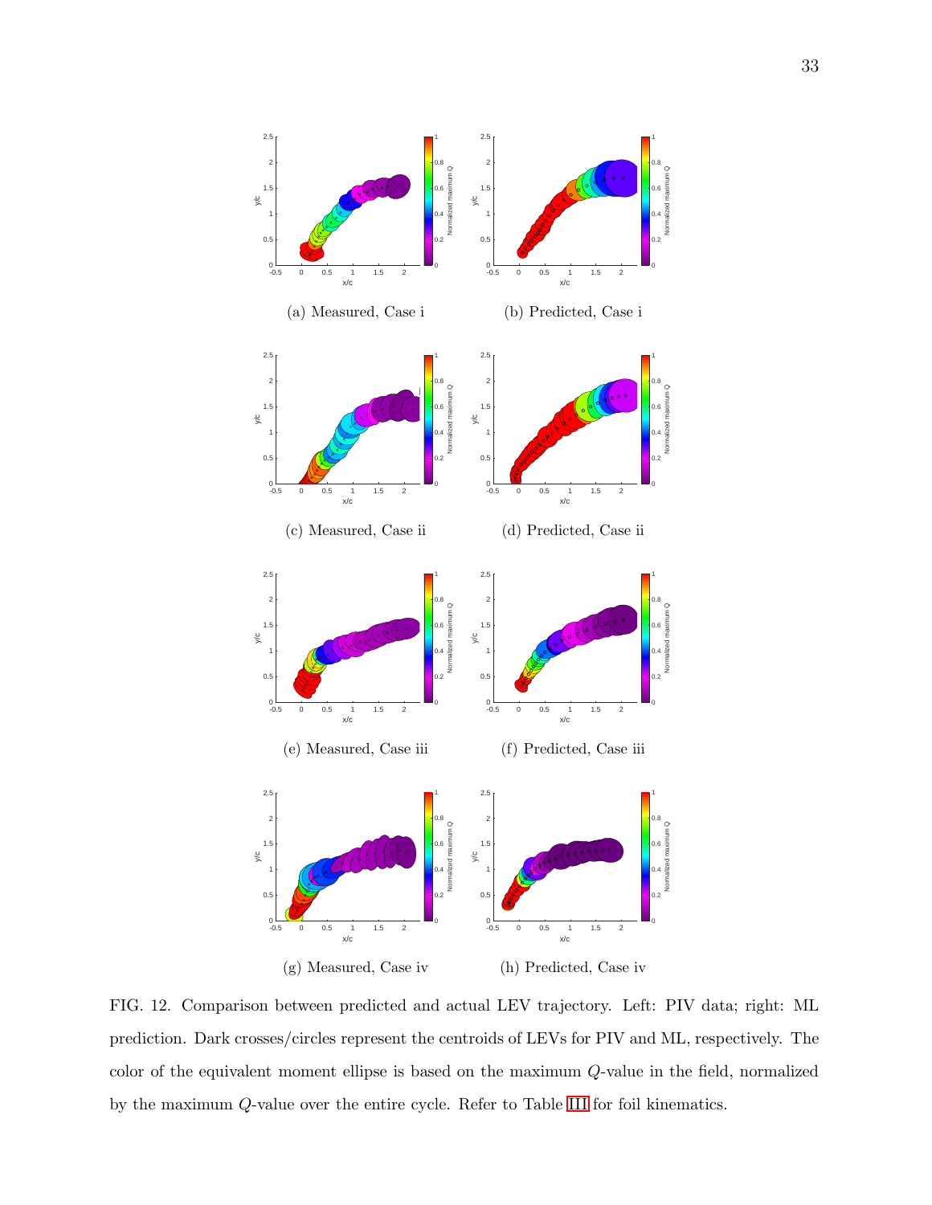(a) Measured, Case i

(b) Predicted, Case i

(c) Measured, Case ii

(d) Predicted, Case ii

(e) Measured, Case iii

(f) Predicted, Case iii

(g) Measured, Case iv

(h) Predicted, Case iv

FIG. 12. Comparison between predicted and actual LEV trajectory. Left: PIV data; right: ML prediction. Dark crosses/circles represent the centroids of LEVs for PIV and ML, respectively. The color of the equivalent moment ellipse is based on the maximum $Q$-value in the field, normalized by the maximum $Q$-value over the entire cycle. Refer to Table III for foil kinematics.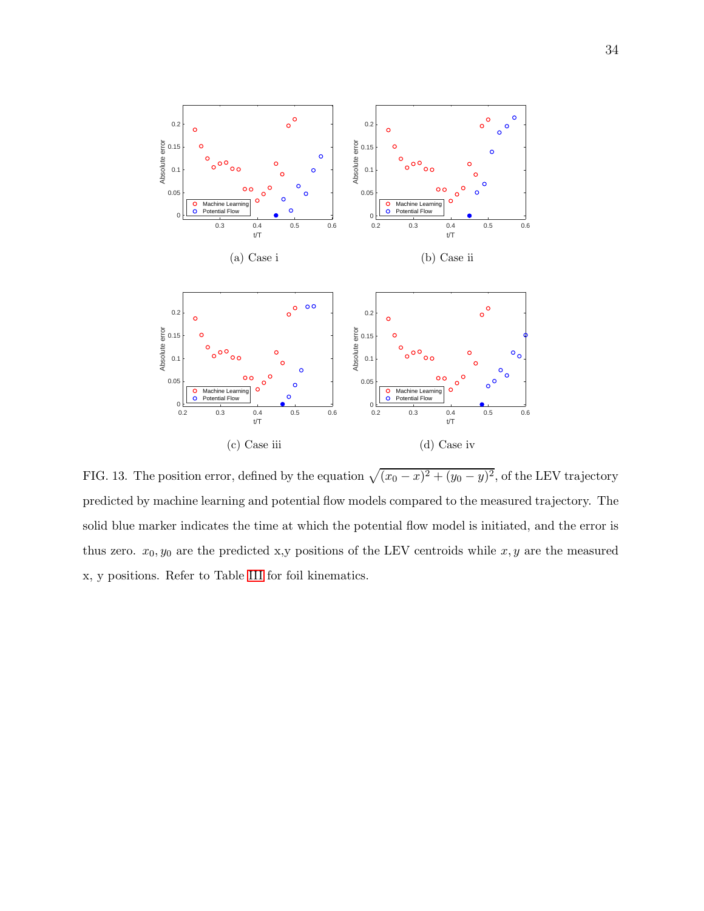Absolute error
0.2
0.15
0.1
0.05
0
0.3
0.4
0.5
0.6
t/T
Machine Learning
Potential Flow

(a) Case i

Absolute error
0.2
0.15
0.1
0.05
0
0.2
0.3
0.4
0.5
0.6
t/T
Machine Learning
Potential Flow

(b) Case ii

Absolute error
0.2
0.15
0.1
0.05
0
0.2
0.3
0.4
0.5
0.6
t/T
Machine Learning
Potential Flow

(c) Case iii

Absolute error
0.2
0.15
0.1
0.05
0
0.2
0.3
0.4
0.5
0.6
t/T
Machine Learning
Potential Flow

(d) Case iv

FIG. 13. The position error, defined by the equation $\sqrt{(x_0 - x)^2 + (y_0 - y)^2}$, of the LEV trajectory predicted by machine learning and potential flow models compared to the measured trajectory. The solid blue marker indicates the time at which the potential flow model is initiated, and the error is thus zero. $x_0, y_0$ are the predicted x,y positions of the LEV centroids while $x, y$ are the measured x, y positions. Refer to Table III for foil kinematics.